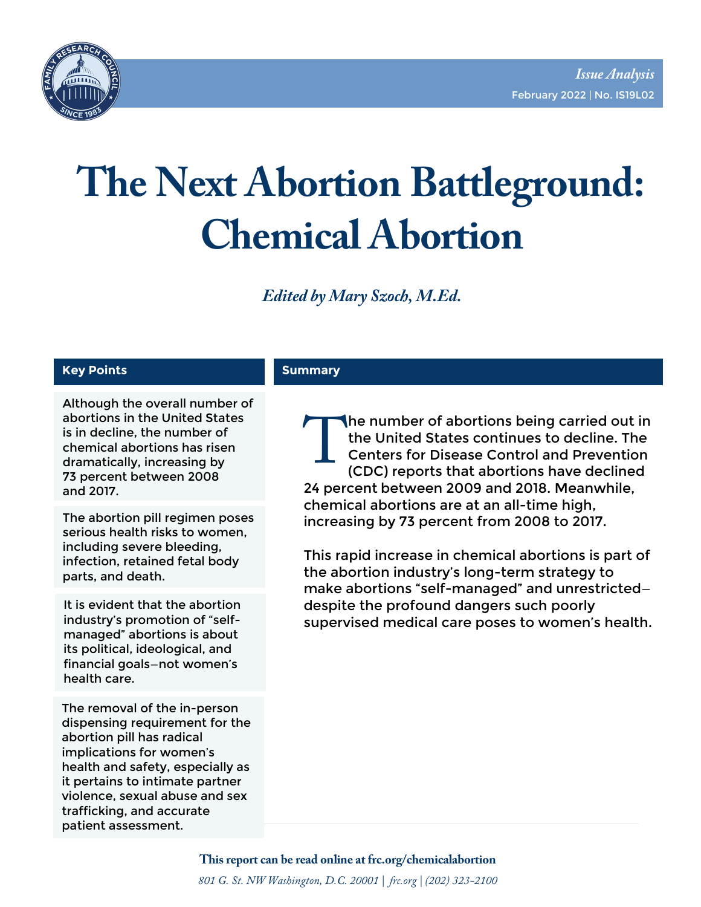*Issue Analysis*

February 2022 | No. IS19L02

# The Next Abortion Battleground: Chemical Abortion

*Edited by Mary Szoch, M.Ed.*

## Key Points

Although the overall number of abortions in the United States is in decline, the number of chemical abortions has risen dramatically, increasing by 73 percent between 2008 and 2017.

The abortion pill regimen poses serious health risks to women, including severe bleeding, infection, retained fetal body parts, and death.

It is evident that the abortion industry's promotion of "self-managed" abortions is about its political, ideological, and financial goals—not women's health care.

The removal of the in-person dispensing requirement for the abortion pill has radical implications for women's health and safety, especially as it pertains to intimate partner violence, sexual abuse and sex trafficking, and accurate patient assessment.

## Summary

The number of abortions being carried out in the United States continues to decline. The Centers for Disease Control and Prevention (CDC) reports that abortions have declined 24 percent between 2009 and 2018. Meanwhile, chemical abortions are at an all-time high, increasing by 73 percent from 2008 to 2017.

This rapid increase in chemical abortions is part of the abortion industry's long-term strategy to make abortions "self-managed" and unrestricted—despite the profound dangers such poorly supervised medical care poses to women's health.

**This report can be read online at frc.org/chemicalabortion**

*801 G. St. NW Washington, D.C. 20001 | frc.org | (202) 323-2100*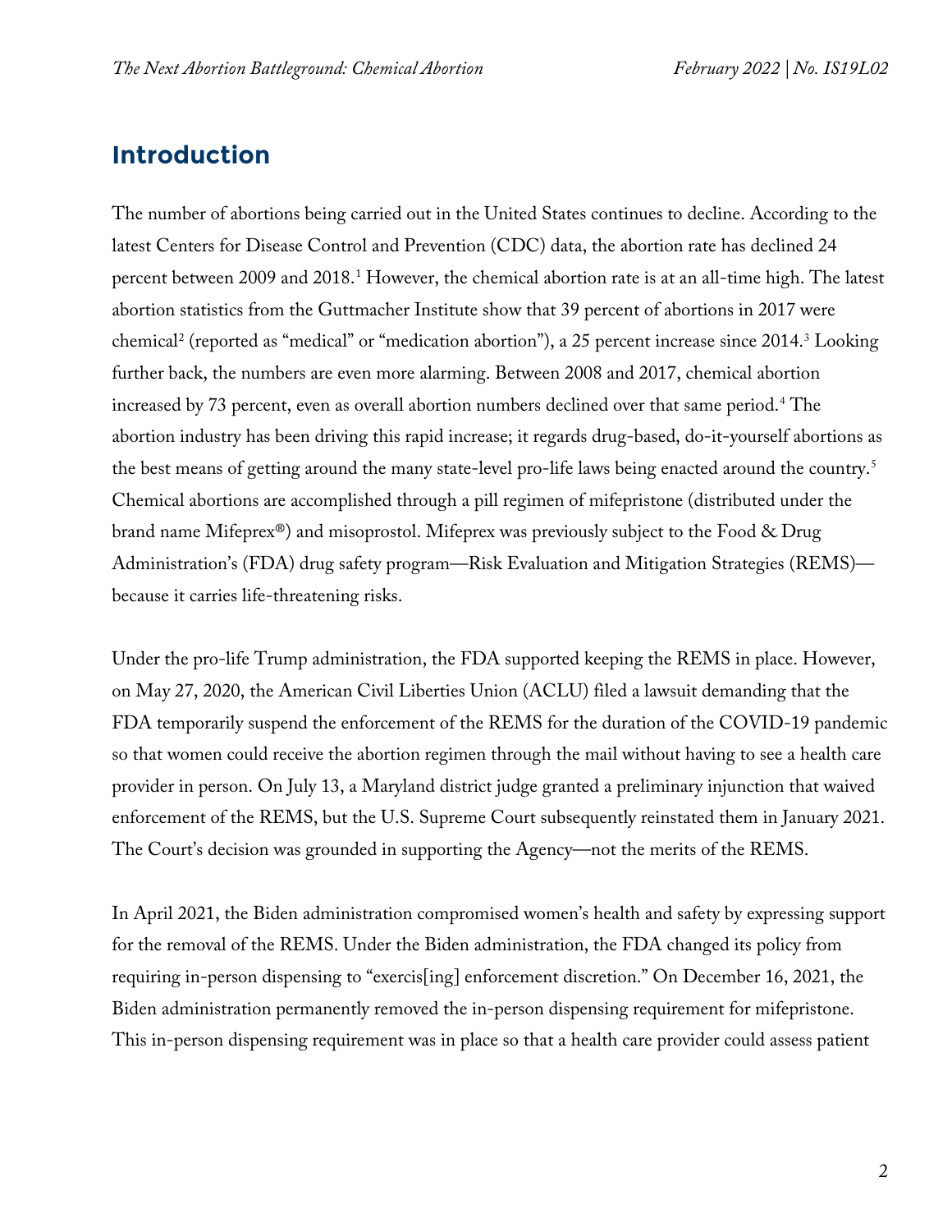## Introduction

The number of abortions being carried out in the United States continues to decline. According to the latest Centers for Disease Control and Prevention (CDC) data, the abortion rate has declined 24 percent between 2009 and 2018.[1] However, the chemical abortion rate is at an all-time high. The latest abortion statistics from the Guttmacher Institute show that 39 percent of abortions in 2017 were chemical[2] (reported as "medical" or "medication abortion"), a 25 percent increase since 2014.[3] Looking further back, the numbers are even more alarming. Between 2008 and 2017, chemical abortion increased by 73 percent, even as overall abortion numbers declined over that same period.[4] The abortion industry has been driving this rapid increase; it regards drug-based, do-it-yourself abortions as the best means of getting around the many state-level pro-life laws being enacted around the country.[5] Chemical abortions are accomplished through a pill regimen of mifepristone (distributed under the brand name Mifeprex®) and misoprostol. Mifeprex was previously subject to the Food & Drug Administration's (FDA) drug safety program—Risk Evaluation and Mitigation Strategies (REMS)—because it carries life-threatening risks.

Under the pro-life Trump administration, the FDA supported keeping the REMS in place. However, on May 27, 2020, the American Civil Liberties Union (ACLU) filed a lawsuit demanding that the FDA temporarily suspend the enforcement of the REMS for the duration of the COVID-19 pandemic so that women could receive the abortion regimen through the mail without having to see a health care provider in person. On July 13, a Maryland district judge granted a preliminary injunction that waived enforcement of the REMS, but the U.S. Supreme Court subsequently reinstated them in January 2021. The Court's decision was grounded in supporting the Agency—not the merits of the REMS.

In April 2021, the Biden administration compromised women's health and safety by expressing support for the removal of the REMS. Under the Biden administration, the FDA changed its policy from requiring in-person dispensing to "exercis[ing] enforcement discretion." On December 16, 2021, the Biden administration permanently removed the in-person dispensing requirement for mifepristone. This in-person dispensing requirement was in place so that a health care provider could assess patient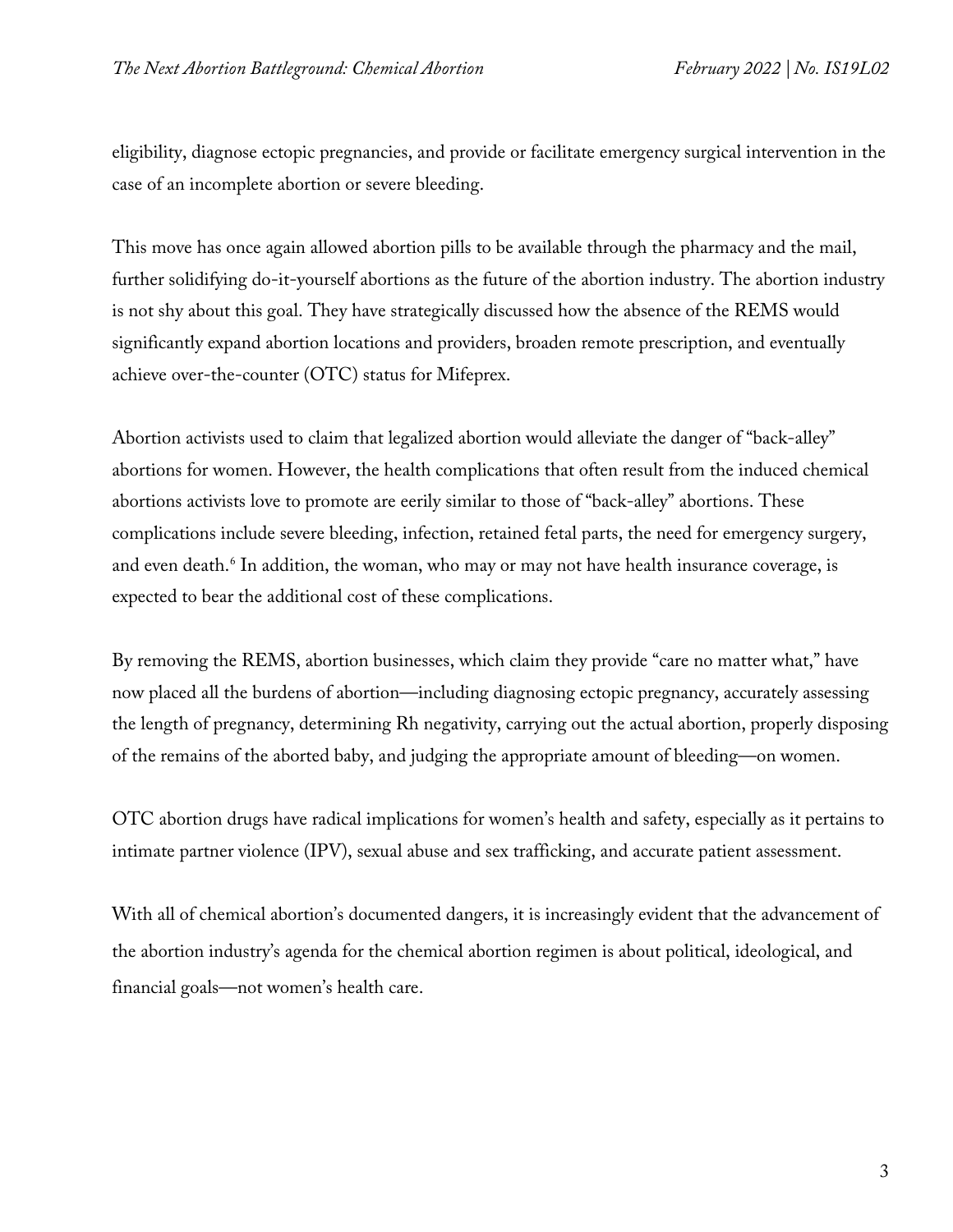eligibility, diagnose ectopic pregnancies, and provide or facilitate emergency surgical intervention in the case of an incomplete abortion or severe bleeding.

This move has once again allowed abortion pills to be available through the pharmacy and the mail, further solidifying do-it-yourself abortions as the future of the abortion industry. The abortion industry is not shy about this goal. They have strategically discussed how the absence of the REMS would significantly expand abortion locations and providers, broaden remote prescription, and eventually achieve over-the-counter (OTC) status for Mifeprex.

Abortion activists used to claim that legalized abortion would alleviate the danger of "back-alley" abortions for women. However, the health complications that often result from the induced chemical abortions activists love to promote are eerily similar to those of "back-alley" abortions. These complications include severe bleeding, infection, retained fetal parts, the need for emergency surgery, and even death.[6] In addition, the woman, who may or may not have health insurance coverage, is expected to bear the additional cost of these complications.

By removing the REMS, abortion businesses, which claim they provide "care no matter what," have now placed all the burdens of abortion—including diagnosing ectopic pregnancy, accurately assessing the length of pregnancy, determining Rh negativity, carrying out the actual abortion, properly disposing of the remains of the aborted baby, and judging the appropriate amount of bleeding—on women.

OTC abortion drugs have radical implications for women's health and safety, especially as it pertains to intimate partner violence (IPV), sexual abuse and sex trafficking, and accurate patient assessment.

With all of chemical abortion's documented dangers, it is increasingly evident that the advancement of the abortion industry's agenda for the chemical abortion regimen is about political, ideological, and financial goals—not women's health care.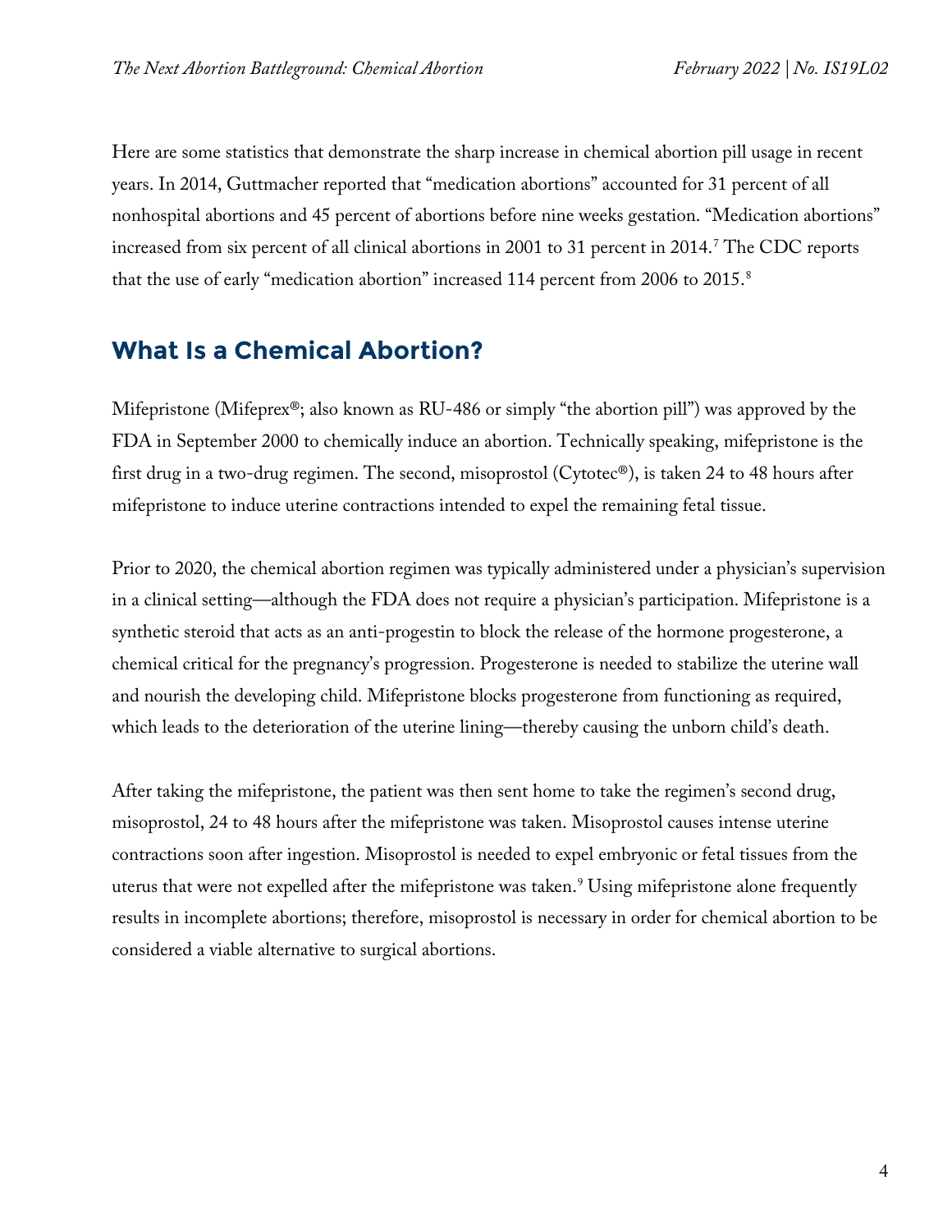Here are some statistics that demonstrate the sharp increase in chemical abortion pill usage in recent years. In 2014, Guttmacher reported that "medication abortions" accounted for 31 percent of all nonhospital abortions and 45 percent of abortions before nine weeks gestation. "Medication abortions" increased from six percent of all clinical abortions in 2001 to 31 percent in 2014.[7] The CDC reports that the use of early "medication abortion" increased 114 percent from 2006 to 2015.[8]

## What Is a Chemical Abortion?

Mifepristone (Mifeprex®; also known as RU-486 or simply "the abortion pill") was approved by the FDA in September 2000 to chemically induce an abortion. Technically speaking, mifepristone is the first drug in a two-drug regimen. The second, misoprostol (Cytotec®), is taken 24 to 48 hours after mifepristone to induce uterine contractions intended to expel the remaining fetal tissue.

Prior to 2020, the chemical abortion regimen was typically administered under a physician's supervision in a clinical setting—although the FDA does not require a physician's participation. Mifepristone is a synthetic steroid that acts as an anti-progestin to block the release of the hormone progesterone, a chemical critical for the pregnancy's progression. Progesterone is needed to stabilize the uterine wall and nourish the developing child. Mifepristone blocks progesterone from functioning as required, which leads to the deterioration of the uterine lining—thereby causing the unborn child's death.

After taking the mifepristone, the patient was then sent home to take the regimen's second drug, misoprostol, 24 to 48 hours after the mifepristone was taken. Misoprostol causes intense uterine contractions soon after ingestion. Misoprostol is needed to expel embryonic or fetal tissues from the uterus that were not expelled after the mifepristone was taken.[9] Using mifepristone alone frequently results in incomplete abortions; therefore, misoprostol is necessary in order for chemical abortion to be considered a viable alternative to surgical abortions.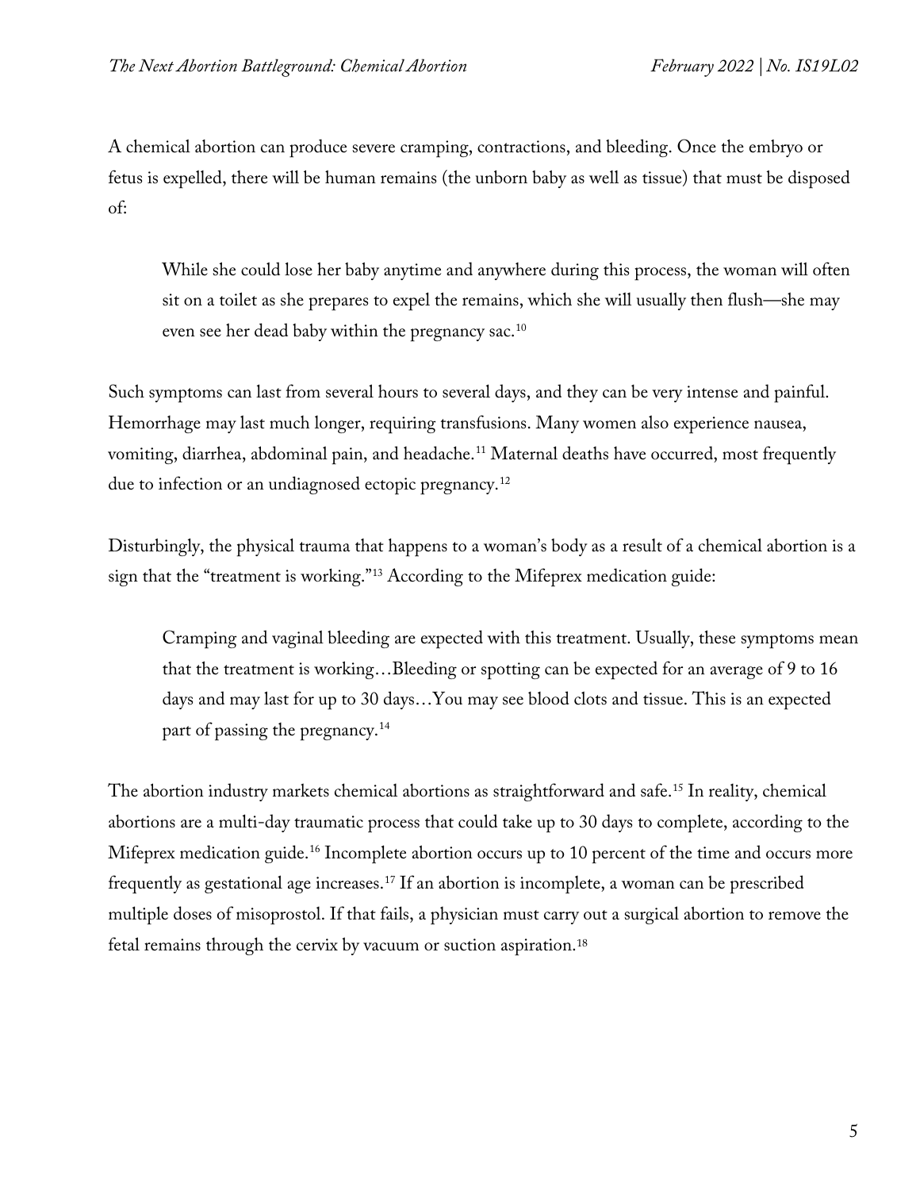A chemical abortion can produce severe cramping, contractions, and bleeding. Once the embryo or fetus is expelled, there will be human remains (the unborn baby as well as tissue) that must be disposed of:

> While she could lose her baby anytime and anywhere during this process, the woman will often sit on a toilet as she prepares to expel the remains, which she will usually then flush—she may even see her dead baby within the pregnancy sac.[10]

Such symptoms can last from several hours to several days, and they can be very intense and painful. Hemorrhage may last much longer, requiring transfusions. Many women also experience nausea, vomiting, diarrhea, abdominal pain, and headache.[11] Maternal deaths have occurred, most frequently due to infection or an undiagnosed ectopic pregnancy.[12]

Disturbingly, the physical trauma that happens to a woman's body as a result of a chemical abortion is a sign that the "treatment is working."[13] According to the Mifeprex medication guide:

> Cramping and vaginal bleeding are expected with this treatment. Usually, these symptoms mean that the treatment is working…Bleeding or spotting can be expected for an average of 9 to 16 days and may last for up to 30 days…You may see blood clots and tissue. This is an expected part of passing the pregnancy.[14]

The abortion industry markets chemical abortions as straightforward and safe.[15] In reality, chemical abortions are a multi-day traumatic process that could take up to 30 days to complete, according to the Mifeprex medication guide.[16] Incomplete abortion occurs up to 10 percent of the time and occurs more frequently as gestational age increases.[17] If an abortion is incomplete, a woman can be prescribed multiple doses of misoprostol. If that fails, a physician must carry out a surgical abortion to remove the fetal remains through the cervix by vacuum or suction aspiration.[18]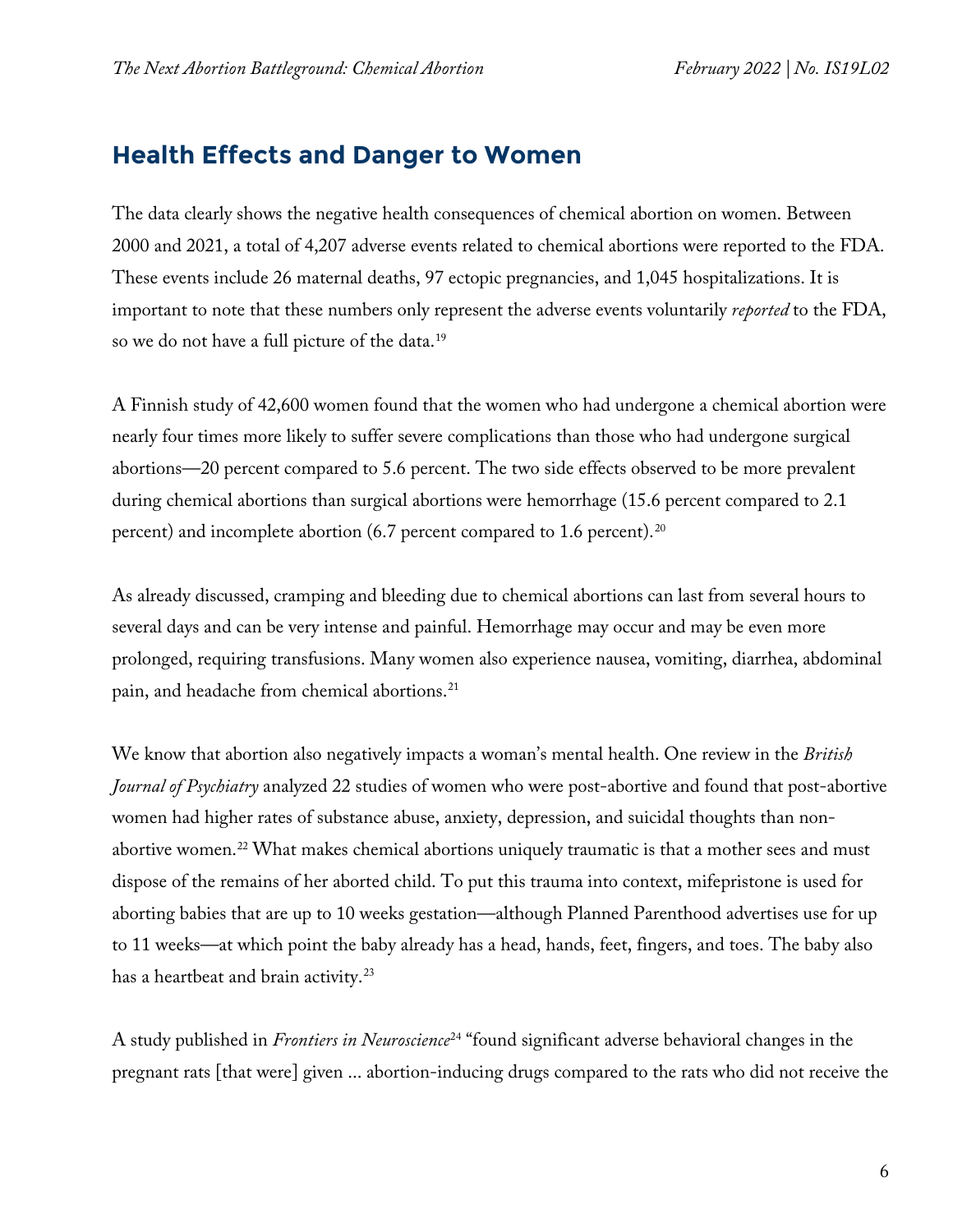## Health Effects and Danger to Women

The data clearly shows the negative health consequences of chemical abortion on women. Between 2000 and 2021, a total of 4,207 adverse events related to chemical abortions were reported to the FDA. These events include 26 maternal deaths, 97 ectopic pregnancies, and 1,045 hospitalizations. It is important to note that these numbers only represent the adverse events voluntarily *reported* to the FDA, so we do not have a full picture of the data.[19]

A Finnish study of 42,600 women found that the women who had undergone a chemical abortion were nearly four times more likely to suffer severe complications than those who had undergone surgical abortions—20 percent compared to 5.6 percent. The two side effects observed to be more prevalent during chemical abortions than surgical abortions were hemorrhage (15.6 percent compared to 2.1 percent) and incomplete abortion (6.7 percent compared to 1.6 percent).[20]

As already discussed, cramping and bleeding due to chemical abortions can last from several hours to several days and can be very intense and painful. Hemorrhage may occur and may be even more prolonged, requiring transfusions. Many women also experience nausea, vomiting, diarrhea, abdominal pain, and headache from chemical abortions.[21]

We know that abortion also negatively impacts a woman's mental health. One review in the *British Journal of Psychiatry* analyzed 22 studies of women who were post-abortive and found that post-abortive women had higher rates of substance abuse, anxiety, depression, and suicidal thoughts than non-abortive women.[22] What makes chemical abortions uniquely traumatic is that a mother sees and must dispose of the remains of her aborted child. To put this trauma into context, mifepristone is used for aborting babies that are up to 10 weeks gestation—although Planned Parenthood advertises use for up to 11 weeks—at which point the baby already has a head, hands, feet, fingers, and toes. The baby also has a heartbeat and brain activity.[23]

A study published in *Frontiers in Neuroscience*[24] "found significant adverse behavioral changes in the pregnant rats [that were] given ... abortion-inducing drugs compared to the rats who did not receive the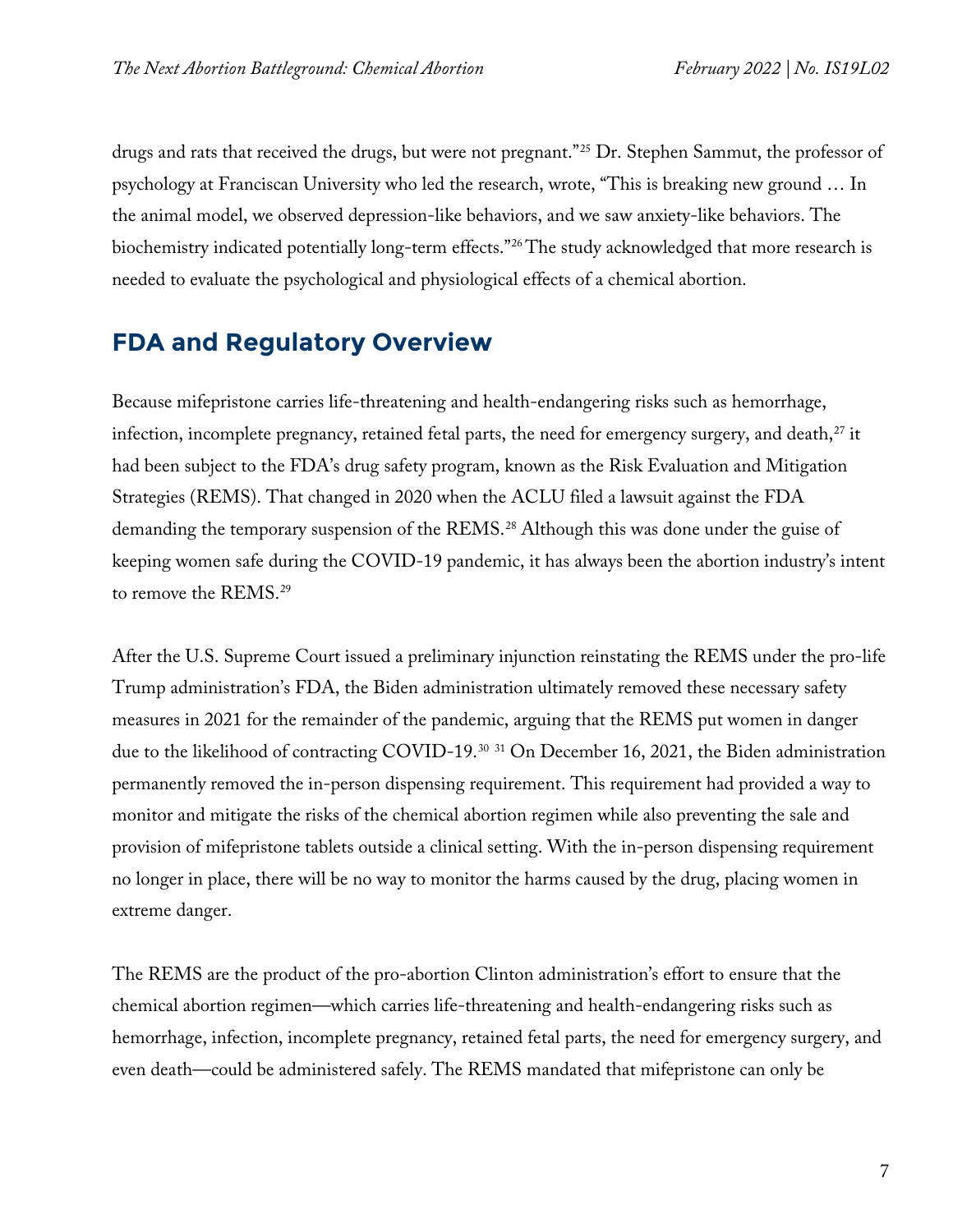drugs and rats that received the drugs, but were not pregnant."[25] Dr. Stephen Sammut, the professor of psychology at Franciscan University who led the research, wrote, "This is breaking new ground … In the animal model, we observed depression-like behaviors, and we saw anxiety-like behaviors. The biochemistry indicated potentially long-term effects."[26] The study acknowledged that more research is needed to evaluate the psychological and physiological effects of a chemical abortion.

## FDA and Regulatory Overview

Because mifepristone carries life-threatening and health-endangering risks such as hemorrhage, infection, incomplete pregnancy, retained fetal parts, the need for emergency surgery, and death,[27] it had been subject to the FDA's drug safety program, known as the Risk Evaluation and Mitigation Strategies (REMS). That changed in 2020 when the ACLU filed a lawsuit against the FDA demanding the temporary suspension of the REMS.[28] Although this was done under the guise of keeping women safe during the COVID-19 pandemic, it has always been the abortion industry's intent to remove the REMS.[29]

After the U.S. Supreme Court issued a preliminary injunction reinstating the REMS under the pro-life Trump administration's FDA, the Biden administration ultimately removed these necessary safety measures in 2021 for the remainder of the pandemic, arguing that the REMS put women in danger due to the likelihood of contracting COVID-19.[30] [31] On December 16, 2021, the Biden administration permanently removed the in-person dispensing requirement. This requirement had provided a way to monitor and mitigate the risks of the chemical abortion regimen while also preventing the sale and provision of mifepristone tablets outside a clinical setting. With the in-person dispensing requirement no longer in place, there will be no way to monitor the harms caused by the drug, placing women in extreme danger.

The REMS are the product of the pro-abortion Clinton administration's effort to ensure that the chemical abortion regimen—which carries life-threatening and health-endangering risks such as hemorrhage, infection, incomplete pregnancy, retained fetal parts, the need for emergency surgery, and even death—could be administered safely. The REMS mandated that mifepristone can only be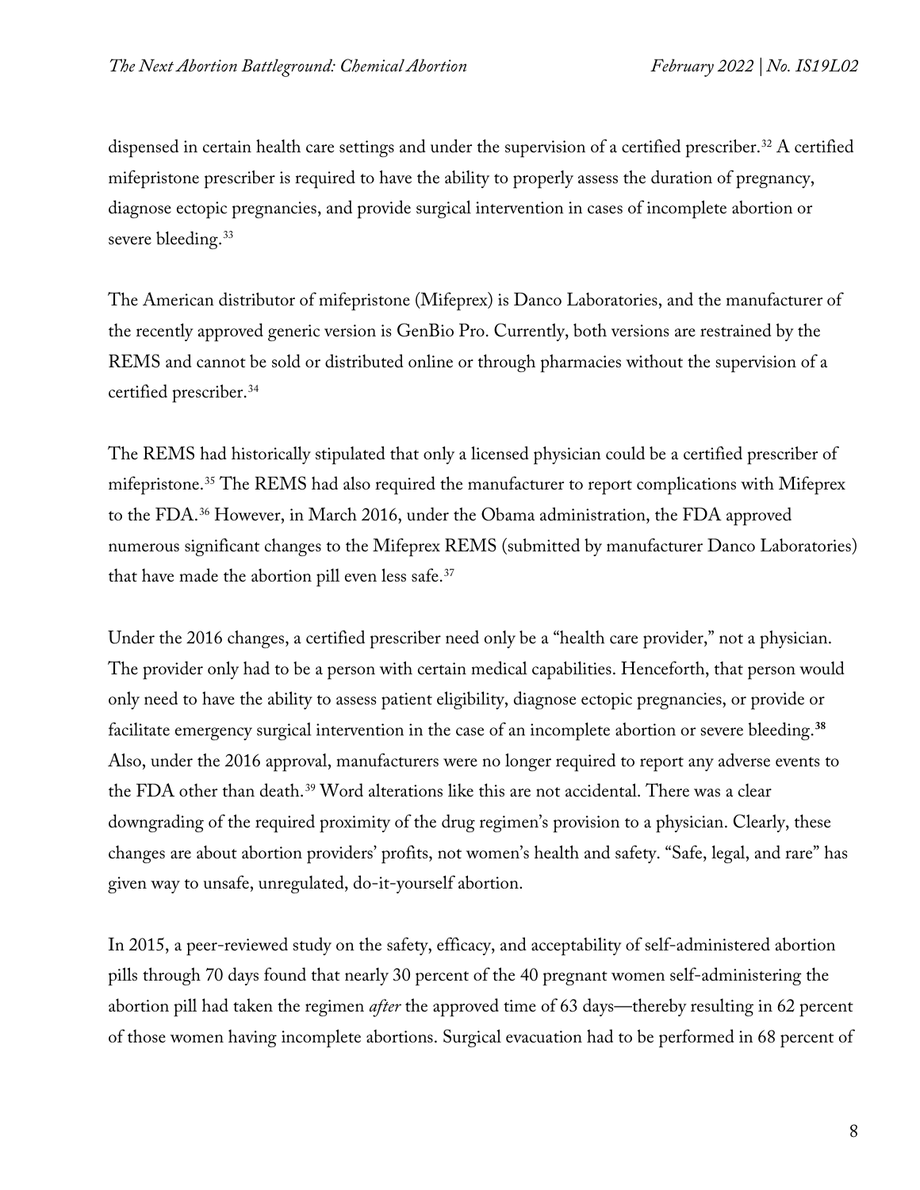dispensed in certain health care settings and under the supervision of a certified prescriber.[32] A certified mifepristone prescriber is required to have the ability to properly assess the duration of pregnancy, diagnose ectopic pregnancies, and provide surgical intervention in cases of incomplete abortion or severe bleeding.[33]

The American distributor of mifepristone (Mifeprex) is Danco Laboratories, and the manufacturer of the recently approved generic version is GenBio Pro. Currently, both versions are restrained by the REMS and cannot be sold or distributed online or through pharmacies without the supervision of a certified prescriber.[34]

The REMS had historically stipulated that only a licensed physician could be a certified prescriber of mifepristone.[35] The REMS had also required the manufacturer to report complications with Mifeprex to the FDA.[36] However, in March 2016, under the Obama administration, the FDA approved numerous significant changes to the Mifeprex REMS (submitted by manufacturer Danco Laboratories) that have made the abortion pill even less safe.[37]

Under the 2016 changes, a certified prescriber need only be a "health care provider," not a physician. The provider only had to be a person with certain medical capabilities. Henceforth, that person would only need to have the ability to assess patient eligibility, diagnose ectopic pregnancies, or provide or facilitate emergency surgical intervention in the case of an incomplete abortion or severe bleeding.[38] Also, under the 2016 approval, manufacturers were no longer required to report any adverse events to the FDA other than death.[39] Word alterations like this are not accidental. There was a clear downgrading of the required proximity of the drug regimen's provision to a physician. Clearly, these changes are about abortion providers' profits, not women's health and safety. "Safe, legal, and rare" has given way to unsafe, unregulated, do-it-yourself abortion.

In 2015, a peer-reviewed study on the safety, efficacy, and acceptability of self-administered abortion pills through 70 days found that nearly 30 percent of the 40 pregnant women self-administering the abortion pill had taken the regimen *after* the approved time of 63 days—thereby resulting in 62 percent of those women having incomplete abortions. Surgical evacuation had to be performed in 68 percent of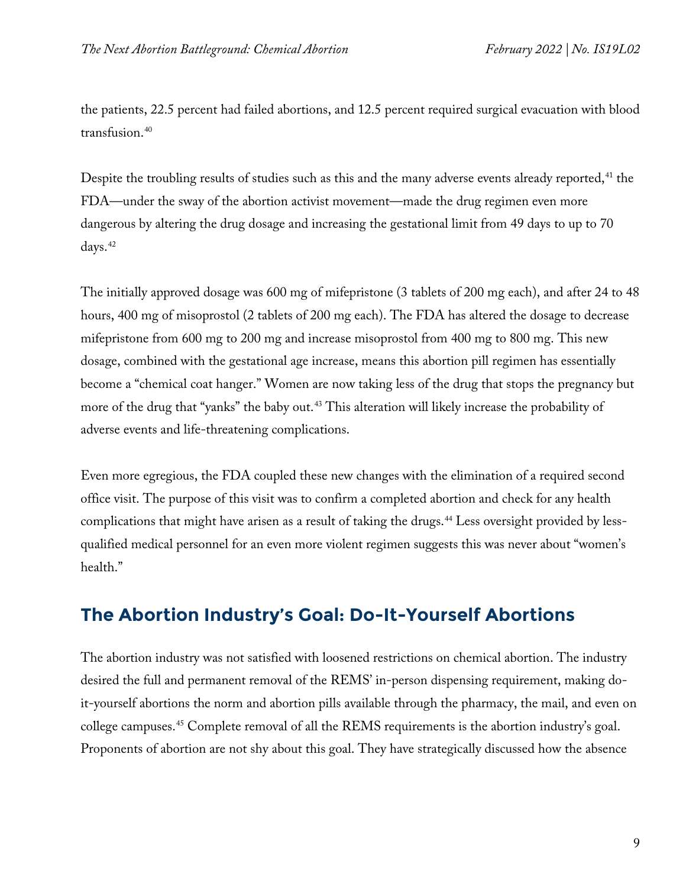the patients, 22.5 percent had failed abortions, and 12.5 percent required surgical evacuation with blood transfusion.[40]

Despite the troubling results of studies such as this and the many adverse events already reported,[41] the FDA—under the sway of the abortion activist movement—made the drug regimen even more dangerous by altering the drug dosage and increasing the gestational limit from 49 days to up to 70 days.[42]

The initially approved dosage was 600 mg of mifepristone (3 tablets of 200 mg each), and after 24 to 48 hours, 400 mg of misoprostol (2 tablets of 200 mg each). The FDA has altered the dosage to decrease mifepristone from 600 mg to 200 mg and increase misoprostol from 400 mg to 800 mg. This new dosage, combined with the gestational age increase, means this abortion pill regimen has essentially become a "chemical coat hanger." Women are now taking less of the drug that stops the pregnancy but more of the drug that "yanks" the baby out.[43] This alteration will likely increase the probability of adverse events and life-threatening complications.

Even more egregious, the FDA coupled these new changes with the elimination of a required second office visit. The purpose of this visit was to confirm a completed abortion and check for any health complications that might have arisen as a result of taking the drugs.[44] Less oversight provided by less-qualified medical personnel for an even more violent regimen suggests this was never about "women's health."

## The Abortion Industry's Goal: Do-It-Yourself Abortions

The abortion industry was not satisfied with loosened restrictions on chemical abortion. The industry desired the full and permanent removal of the REMS' in-person dispensing requirement, making do-it-yourself abortions the norm and abortion pills available through the pharmacy, the mail, and even on college campuses.[45] Complete removal of all the REMS requirements is the abortion industry's goal. Proponents of abortion are not shy about this goal. They have strategically discussed how the absence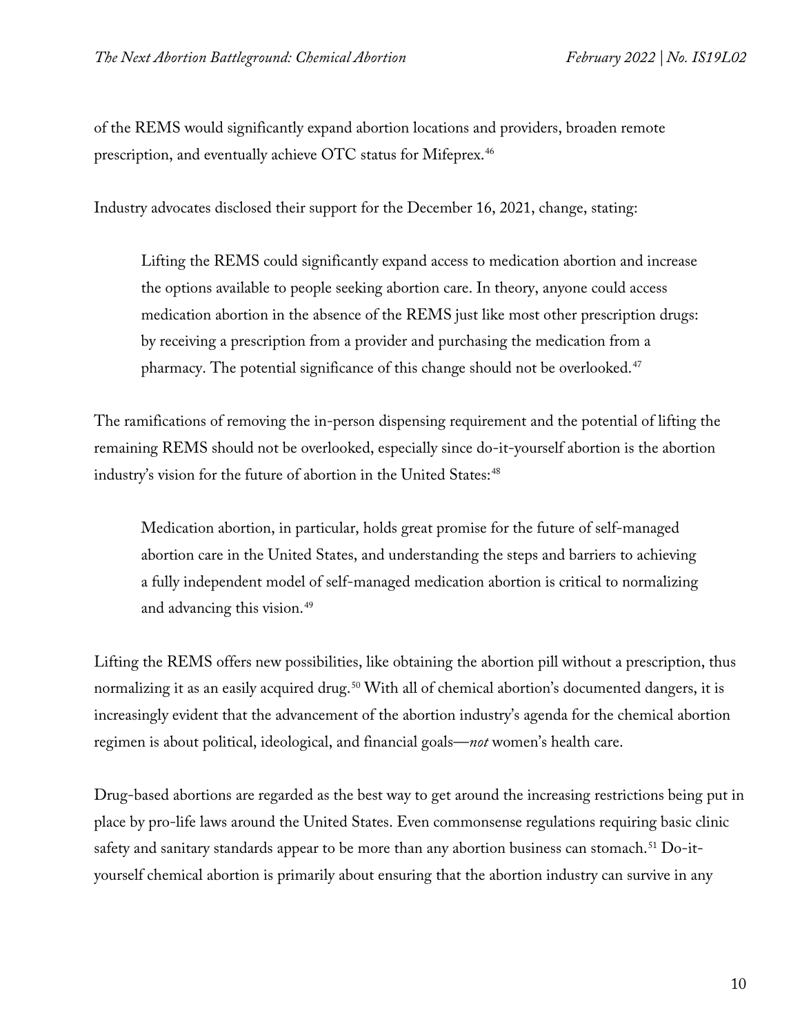of the REMS would significantly expand abortion locations and providers, broaden remote prescription, and eventually achieve OTC status for Mifeprex.[46]

Industry advocates disclosed their support for the December 16, 2021, change, stating:

> Lifting the REMS could significantly expand access to medication abortion and increase the options available to people seeking abortion care. In theory, anyone could access medication abortion in the absence of the REMS just like most other prescription drugs: by receiving a prescription from a provider and purchasing the medication from a pharmacy. The potential significance of this change should not be overlooked.[47]

The ramifications of removing the in-person dispensing requirement and the potential of lifting the remaining REMS should not be overlooked, especially since do-it-yourself abortion is the abortion industry's vision for the future of abortion in the United States:[48]

> Medication abortion, in particular, holds great promise for the future of self-managed abortion care in the United States, and understanding the steps and barriers to achieving a fully independent model of self-managed medication abortion is critical to normalizing and advancing this vision.[49]

Lifting the REMS offers new possibilities, like obtaining the abortion pill without a prescription, thus normalizing it as an easily acquired drug.[50] With all of chemical abortion's documented dangers, it is increasingly evident that the advancement of the abortion industry's agenda for the chemical abortion regimen is about political, ideological, and financial goals—*not* women's health care.

Drug-based abortions are regarded as the best way to get around the increasing restrictions being put in place by pro-life laws around the United States. Even commonsense regulations requiring basic clinic safety and sanitary standards appear to be more than any abortion business can stomach.[51] Do-it-yourself chemical abortion is primarily about ensuring that the abortion industry can survive in any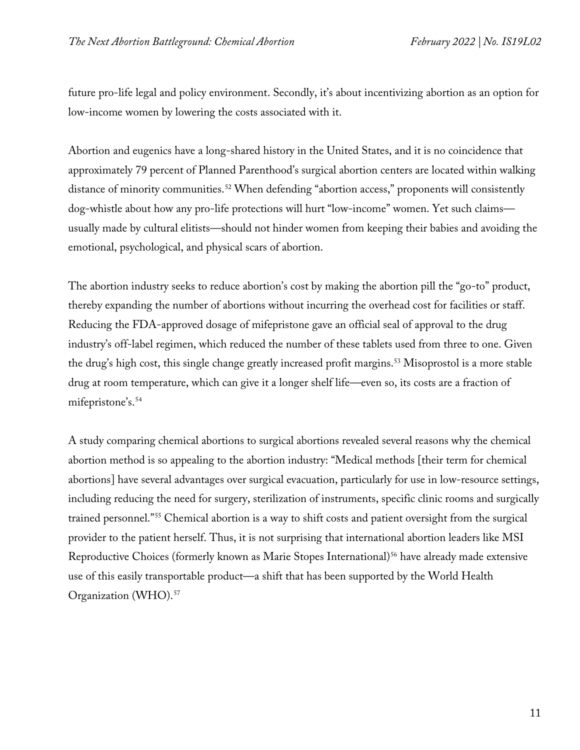future pro-life legal and policy environment. Secondly, it's about incentivizing abortion as an option for low-income women by lowering the costs associated with it.

Abortion and eugenics have a long-shared history in the United States, and it is no coincidence that approximately 79 percent of Planned Parenthood's surgical abortion centers are located within walking distance of minority communities.[52] When defending "abortion access," proponents will consistently dog-whistle about how any pro-life protections will hurt "low-income" women. Yet such claims—usually made by cultural elitists—should not hinder women from keeping their babies and avoiding the emotional, psychological, and physical scars of abortion.

The abortion industry seeks to reduce abortion's cost by making the abortion pill the "go-to" product, thereby expanding the number of abortions without incurring the overhead cost for facilities or staff. Reducing the FDA-approved dosage of mifepristone gave an official seal of approval to the drug industry's off-label regimen, which reduced the number of these tablets used from three to one. Given the drug's high cost, this single change greatly increased profit margins.[53] Misoprostol is a more stable drug at room temperature, which can give it a longer shelf life—even so, its costs are a fraction of mifepristone's.[54]

A study comparing chemical abortions to surgical abortions revealed several reasons why the chemical abortion method is so appealing to the abortion industry: "Medical methods [their term for chemical abortions] have several advantages over surgical evacuation, particularly for use in low-resource settings, including reducing the need for surgery, sterilization of instruments, specific clinic rooms and surgically trained personnel."[55] Chemical abortion is a way to shift costs and patient oversight from the surgical provider to the patient herself. Thus, it is not surprising that international abortion leaders like MSI Reproductive Choices (formerly known as Marie Stopes International)[56] have already made extensive use of this easily transportable product—a shift that has been supported by the World Health Organization (WHO).[57]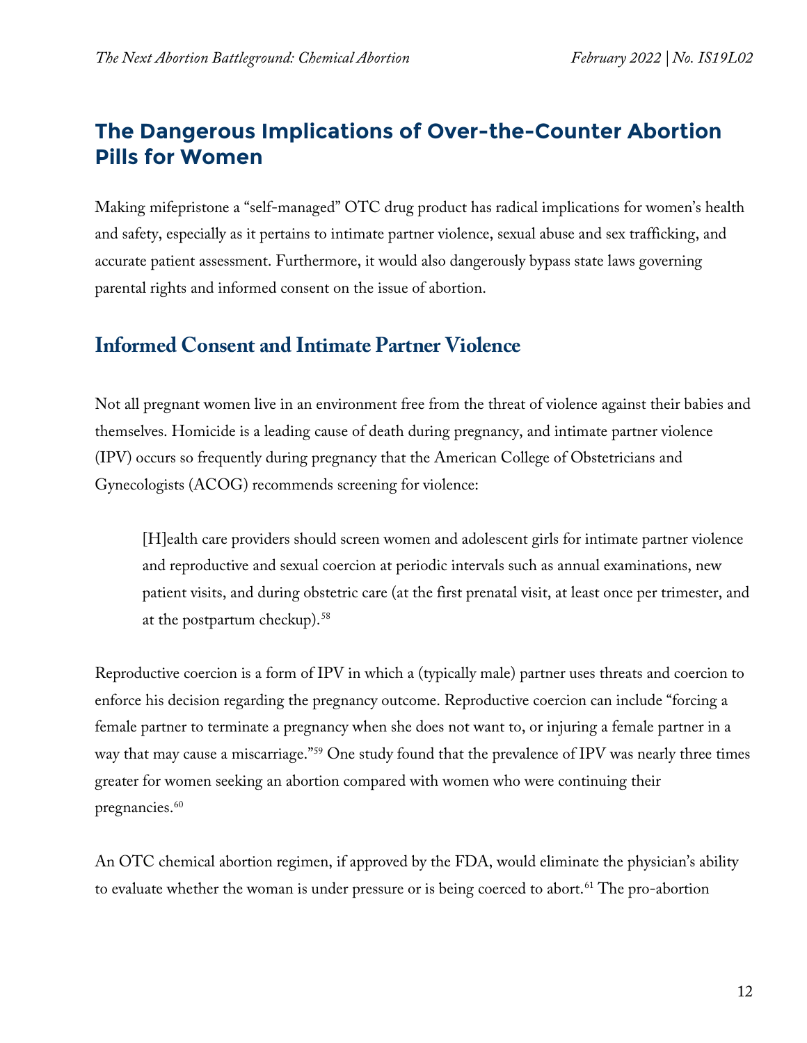## The Dangerous Implications of Over-the-Counter Abortion Pills for Women

Making mifepristone a "self-managed" OTC drug product has radical implications for women's health and safety, especially as it pertains to intimate partner violence, sexual abuse and sex trafficking, and accurate patient assessment. Furthermore, it would also dangerously bypass state laws governing parental rights and informed consent on the issue of abortion.

### Informed Consent and Intimate Partner Violence

Not all pregnant women live in an environment free from the threat of violence against their babies and themselves. Homicide is a leading cause of death during pregnancy, and intimate partner violence (IPV) occurs so frequently during pregnancy that the American College of Obstetricians and Gynecologists (ACOG) recommends screening for violence:

> [H]ealth care providers should screen women and adolescent girls for intimate partner violence and reproductive and sexual coercion at periodic intervals such as annual examinations, new patient visits, and during obstetric care (at the first prenatal visit, at least once per trimester, and at the postpartum checkup).[58]

Reproductive coercion is a form of IPV in which a (typically male) partner uses threats and coercion to enforce his decision regarding the pregnancy outcome. Reproductive coercion can include "forcing a female partner to terminate a pregnancy when she does not want to, or injuring a female partner in a way that may cause a miscarriage."[59] One study found that the prevalence of IPV was nearly three times greater for women seeking an abortion compared with women who were continuing their pregnancies.[60]

An OTC chemical abortion regimen, if approved by the FDA, would eliminate the physician's ability to evaluate whether the woman is under pressure or is being coerced to abort.[61] The pro-abortion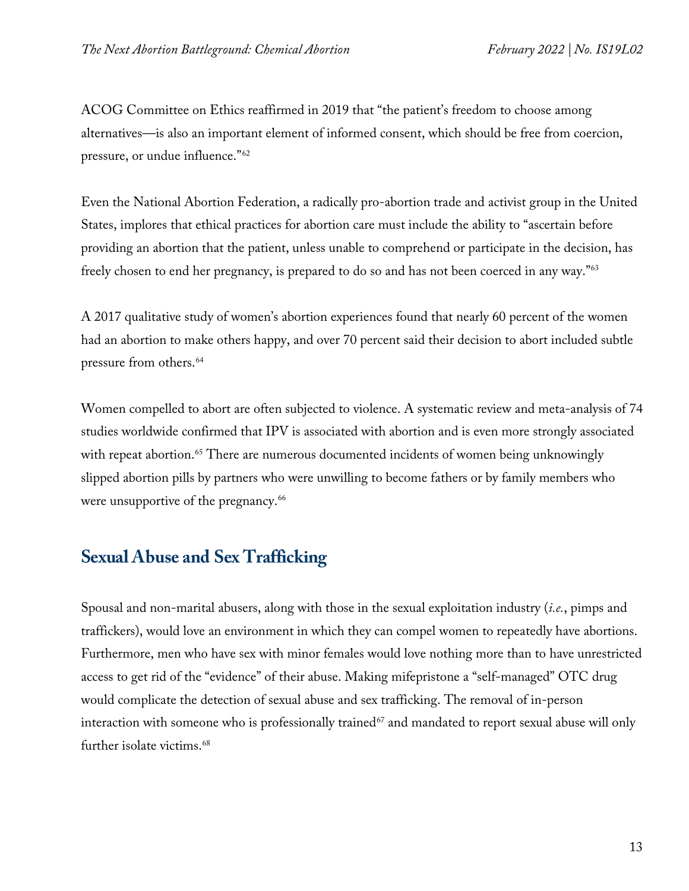ACOG Committee on Ethics reaffirmed in 2019 that "the patient's freedom to choose among alternatives—is also an important element of informed consent, which should be free from coercion, pressure, or undue influence."[62]

Even the National Abortion Federation, a radically pro-abortion trade and activist group in the United States, implores that ethical practices for abortion care must include the ability to "ascertain before providing an abortion that the patient, unless unable to comprehend or participate in the decision, has freely chosen to end her pregnancy, is prepared to do so and has not been coerced in any way."[63]

A 2017 qualitative study of women's abortion experiences found that nearly 60 percent of the women had an abortion to make others happy, and over 70 percent said their decision to abort included subtle pressure from others.[64]

Women compelled to abort are often subjected to violence. A systematic review and meta-analysis of 74 studies worldwide confirmed that IPV is associated with abortion and is even more strongly associated with repeat abortion.[65] There are numerous documented incidents of women being unknowingly slipped abortion pills by partners who were unwilling to become fathers or by family members who were unsupportive of the pregnancy.[66]

## Sexual Abuse and Sex Trafficking

Spousal and non-marital abusers, along with those in the sexual exploitation industry (*i.e.*, pimps and traffickers), would love an environment in which they can compel women to repeatedly have abortions. Furthermore, men who have sex with minor females would love nothing more than to have unrestricted access to get rid of the "evidence" of their abuse. Making mifepristone a "self-managed" OTC drug would complicate the detection of sexual abuse and sex trafficking. The removal of in-person interaction with someone who is professionally trained[67] and mandated to report sexual abuse will only further isolate victims.[68]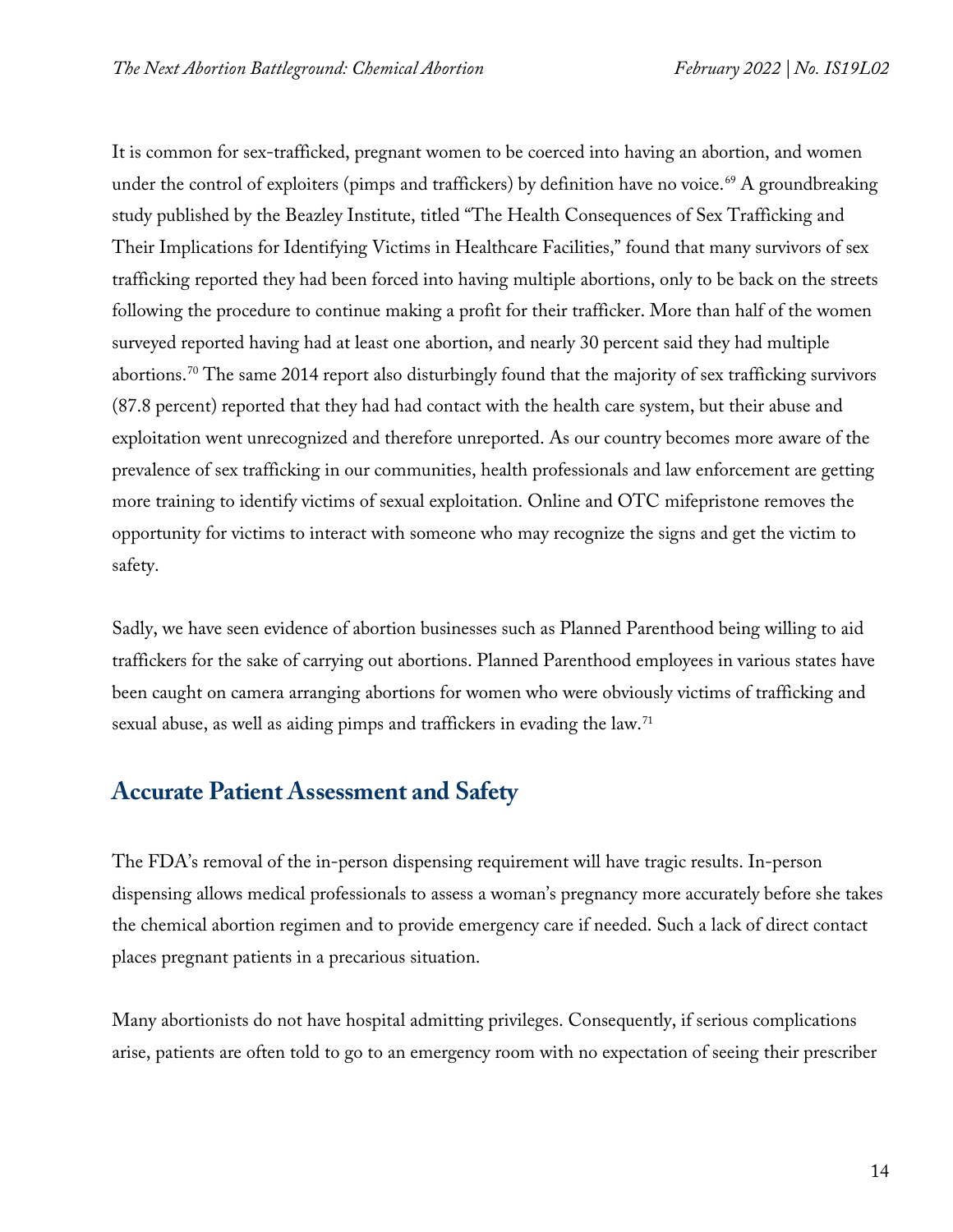It is common for sex-trafficked, pregnant women to be coerced into having an abortion, and women under the control of exploiters (pimps and traffickers) by definition have no voice.[69] A groundbreaking study published by the Beazley Institute, titled "The Health Consequences of Sex Trafficking and Their Implications for Identifying Victims in Healthcare Facilities," found that many survivors of sex trafficking reported they had been forced into having multiple abortions, only to be back on the streets following the procedure to continue making a profit for their trafficker. More than half of the women surveyed reported having had at least one abortion, and nearly 30 percent said they had multiple abortions.[70] The same 2014 report also disturbingly found that the majority of sex trafficking survivors (87.8 percent) reported that they had had contact with the health care system, but their abuse and exploitation went unrecognized and therefore unreported. As our country becomes more aware of the prevalence of sex trafficking in our communities, health professionals and law enforcement are getting more training to identify victims of sexual exploitation. Online and OTC mifepristone removes the opportunity for victims to interact with someone who may recognize the signs and get the victim to safety.

Sadly, we have seen evidence of abortion businesses such as Planned Parenthood being willing to aid traffickers for the sake of carrying out abortions. Planned Parenthood employees in various states have been caught on camera arranging abortions for women who were obviously victims of trafficking and sexual abuse, as well as aiding pimps and traffickers in evading the law.[71]

## Accurate Patient Assessment and Safety

The FDA's removal of the in-person dispensing requirement will have tragic results. In-person dispensing allows medical professionals to assess a woman's pregnancy more accurately before she takes the chemical abortion regimen and to provide emergency care if needed. Such a lack of direct contact places pregnant patients in a precarious situation.

Many abortionists do not have hospital admitting privileges. Consequently, if serious complications arise, patients are often told to go to an emergency room with no expectation of seeing their prescriber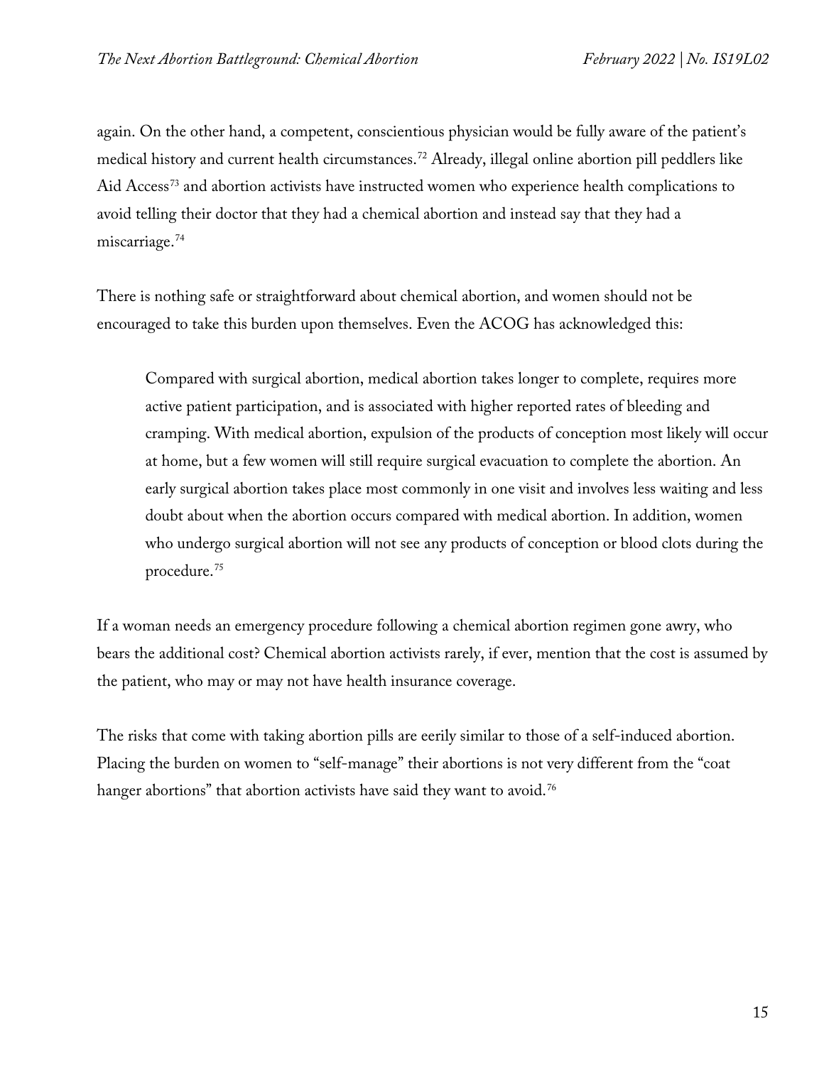again. On the other hand, a competent, conscientious physician would be fully aware of the patient's medical history and current health circumstances.[72] Already, illegal online abortion pill peddlers like Aid Access[73] and abortion activists have instructed women who experience health complications to avoid telling their doctor that they had a chemical abortion and instead say that they had a miscarriage.[74]

There is nothing safe or straightforward about chemical abortion, and women should not be encouraged to take this burden upon themselves. Even the ACOG has acknowledged this:

> Compared with surgical abortion, medical abortion takes longer to complete, requires more active patient participation, and is associated with higher reported rates of bleeding and cramping. With medical abortion, expulsion of the products of conception most likely will occur at home, but a few women will still require surgical evacuation to complete the abortion. An early surgical abortion takes place most commonly in one visit and involves less waiting and less doubt about when the abortion occurs compared with medical abortion. In addition, women who undergo surgical abortion will not see any products of conception or blood clots during the procedure.[75]

If a woman needs an emergency procedure following a chemical abortion regimen gone awry, who bears the additional cost? Chemical abortion activists rarely, if ever, mention that the cost is assumed by the patient, who may or may not have health insurance coverage.

The risks that come with taking abortion pills are eerily similar to those of a self-induced abortion. Placing the burden on women to "self-manage" their abortions is not very different from the "coat hanger abortions" that abortion activists have said they want to avoid.[76]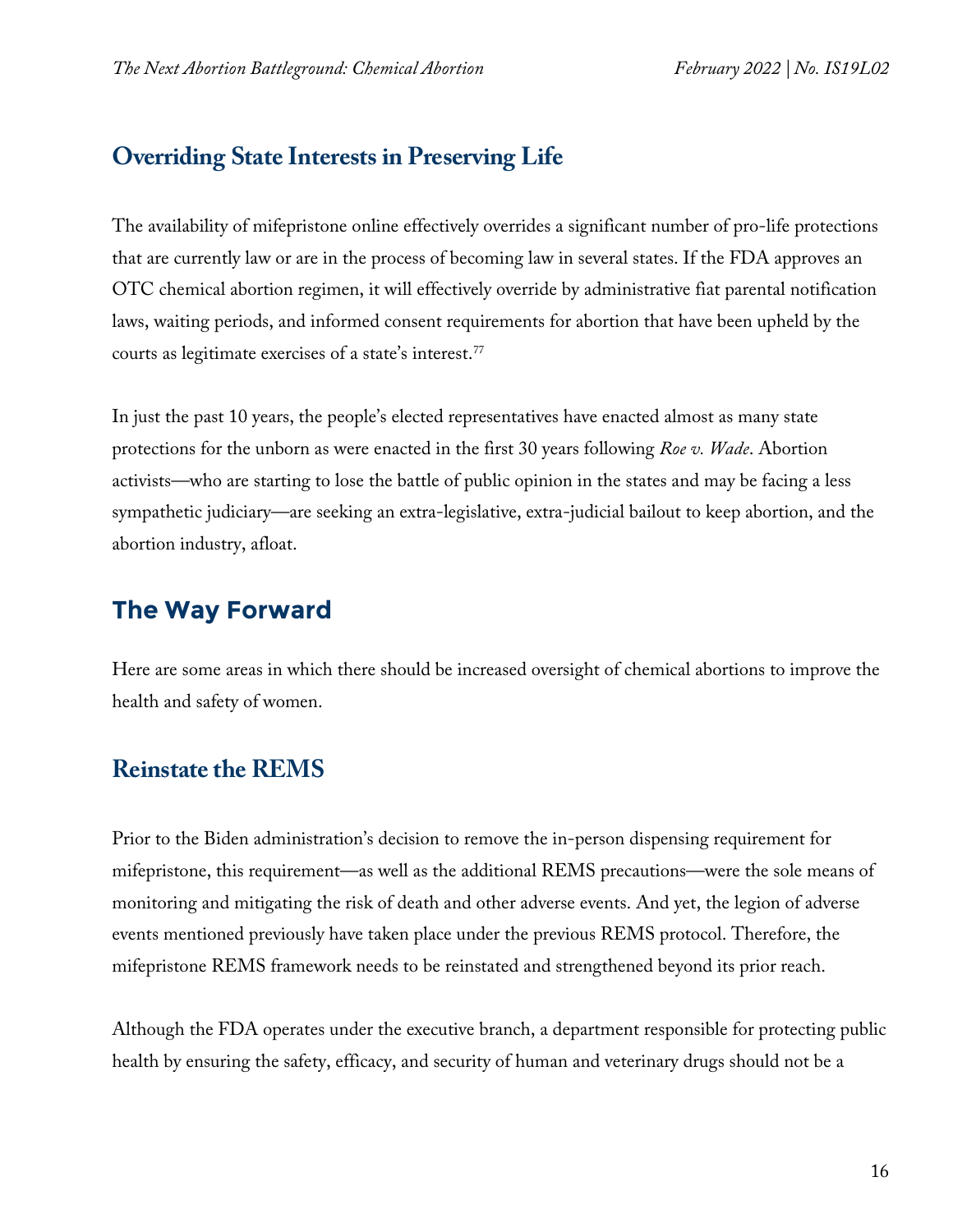## Overriding State Interests in Preserving Life

The availability of mifepristone online effectively overrides a significant number of pro-life protections that are currently law or are in the process of becoming law in several states. If the FDA approves an OTC chemical abortion regimen, it will effectively override by administrative fiat parental notification laws, waiting periods, and informed consent requirements for abortion that have been upheld by the courts as legitimate exercises of a state's interest.[77]

In just the past 10 years, the people's elected representatives have enacted almost as many state protections for the unborn as were enacted in the first 30 years following *Roe v. Wade*. Abortion activists—who are starting to lose the battle of public opinion in the states and may be facing a less sympathetic judiciary—are seeking an extra-legislative, extra-judicial bailout to keep abortion, and the abortion industry, afloat.

## The Way Forward

Here are some areas in which there should be increased oversight of chemical abortions to improve the health and safety of women.

## Reinstate the REMS

Prior to the Biden administration's decision to remove the in-person dispensing requirement for mifepristone, this requirement—as well as the additional REMS precautions—were the sole means of monitoring and mitigating the risk of death and other adverse events. And yet, the legion of adverse events mentioned previously have taken place under the previous REMS protocol. Therefore, the mifepristone REMS framework needs to be reinstated and strengthened beyond its prior reach.

Although the FDA operates under the executive branch, a department responsible for protecting public health by ensuring the safety, efficacy, and security of human and veterinary drugs should not be a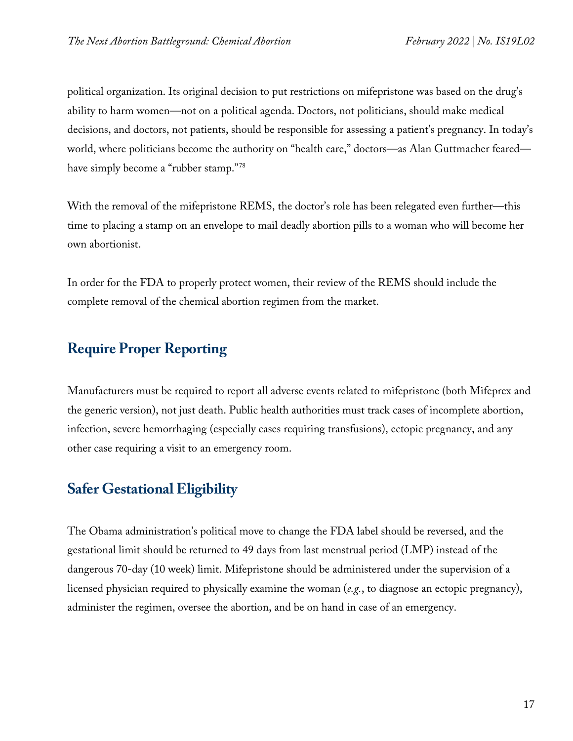political organization. Its original decision to put restrictions on mifepristone was based on the drug's ability to harm women—not on a political agenda. Doctors, not politicians, should make medical decisions, and doctors, not patients, should be responsible for assessing a patient's pregnancy. In today's world, where politicians become the authority on "health care," doctors—as Alan Guttmacher feared—have simply become a "rubber stamp."[78]

With the removal of the mifepristone REMS, the doctor's role has been relegated even further—this time to placing a stamp on an envelope to mail deadly abortion pills to a woman who will become her own abortionist.

In order for the FDA to properly protect women, their review of the REMS should include the complete removal of the chemical abortion regimen from the market.

## Require Proper Reporting

Manufacturers must be required to report all adverse events related to mifepristone (both Mifeprex and the generic version), not just death. Public health authorities must track cases of incomplete abortion, infection, severe hemorrhaging (especially cases requiring transfusions), ectopic pregnancy, and any other case requiring a visit to an emergency room.

## Safer Gestational Eligibility

The Obama administration's political move to change the FDA label should be reversed, and the gestational limit should be returned to 49 days from last menstrual period (LMP) instead of the dangerous 70-day (10 week) limit. Mifepristone should be administered under the supervision of a licensed physician required to physically examine the woman (*e.g.*, to diagnose an ectopic pregnancy), administer the regimen, oversee the abortion, and be on hand in case of an emergency.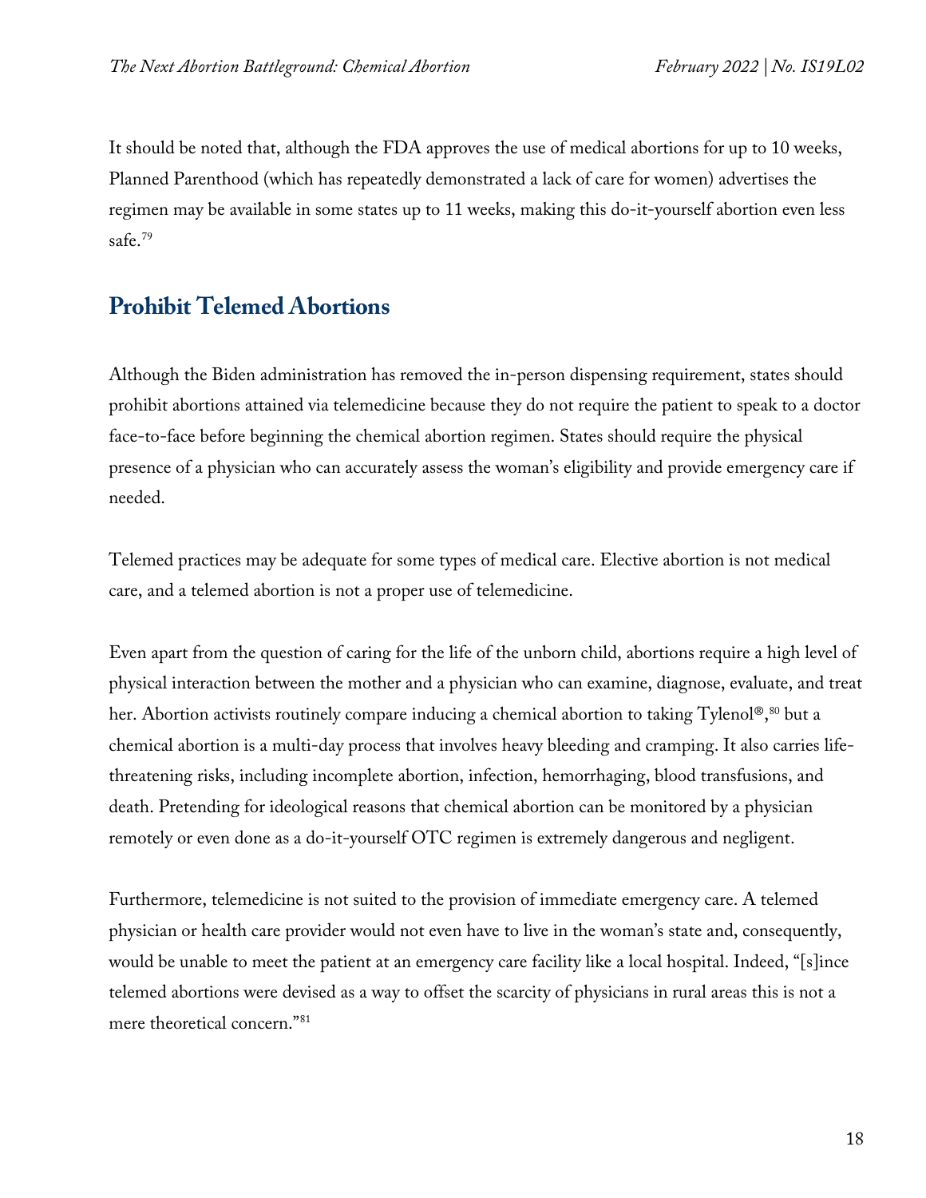It should be noted that, although the FDA approves the use of medical abortions for up to 10 weeks, Planned Parenthood (which has repeatedly demonstrated a lack of care for women) advertises the regimen may be available in some states up to 11 weeks, making this do-it-yourself abortion even less safe.[79]

## Prohibit Telemed Abortions

Although the Biden administration has removed the in-person dispensing requirement, states should prohibit abortions attained via telemedicine because they do not require the patient to speak to a doctor face-to-face before beginning the chemical abortion regimen. States should require the physical presence of a physician who can accurately assess the woman's eligibility and provide emergency care if needed.

Telemed practices may be adequate for some types of medical care. Elective abortion is not medical care, and a telemed abortion is not a proper use of telemedicine.

Even apart from the question of caring for the life of the unborn child, abortions require a high level of physical interaction between the mother and a physician who can examine, diagnose, evaluate, and treat her. Abortion activists routinely compare inducing a chemical abortion to taking Tylenol®,[80] but a chemical abortion is a multi-day process that involves heavy bleeding and cramping. It also carries life-threatening risks, including incomplete abortion, infection, hemorrhaging, blood transfusions, and death. Pretending for ideological reasons that chemical abortion can be monitored by a physician remotely or even done as a do-it-yourself OTC regimen is extremely dangerous and negligent.

Furthermore, telemedicine is not suited to the provision of immediate emergency care. A telemed physician or health care provider would not even have to live in the woman's state and, consequently, would be unable to meet the patient at an emergency care facility like a local hospital. Indeed, "[s]ince telemed abortions were devised as a way to offset the scarcity of physicians in rural areas this is not a mere theoretical concern."[81]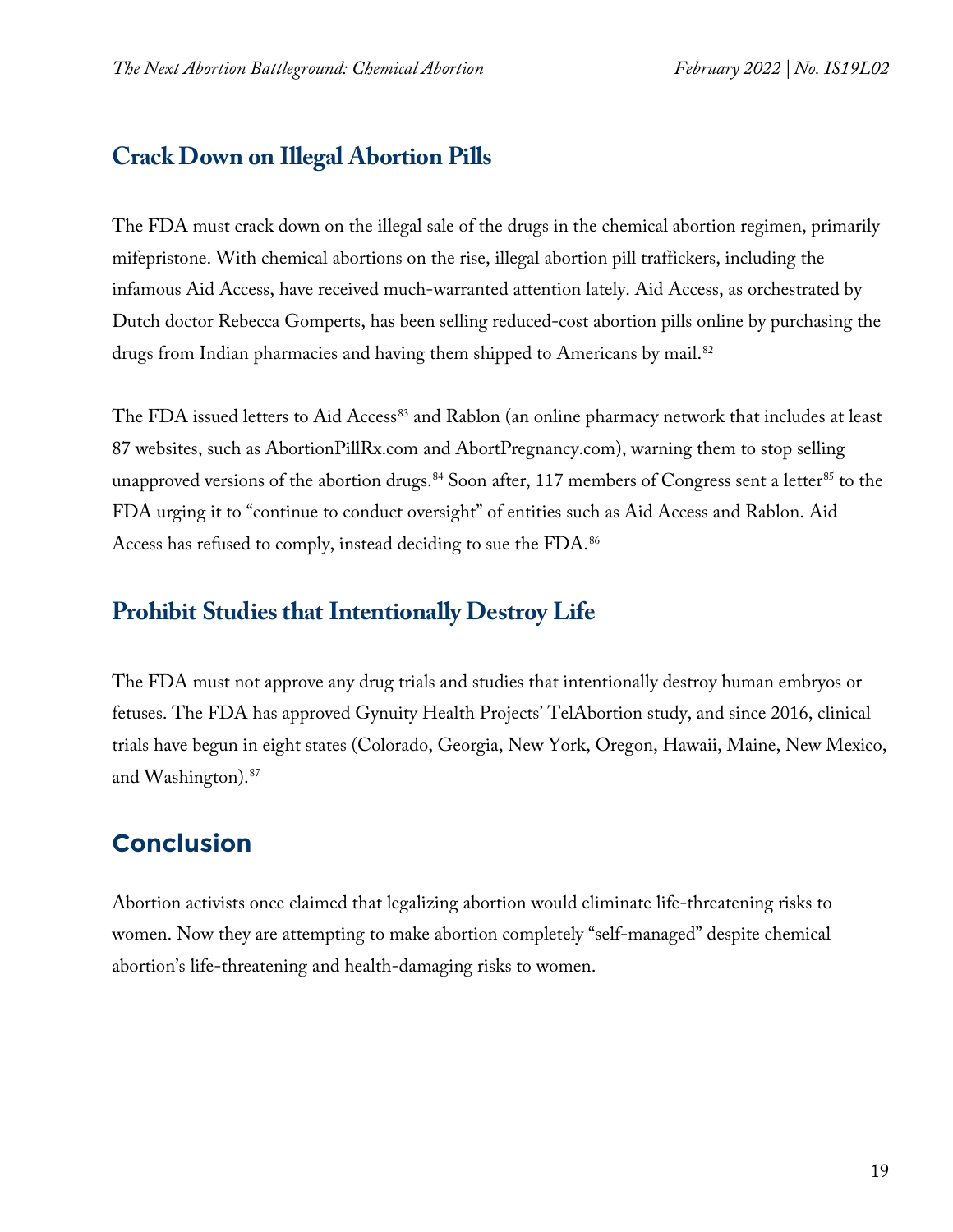## Crack Down on Illegal Abortion Pills

The FDA must crack down on the illegal sale of the drugs in the chemical abortion regimen, primarily mifepristone. With chemical abortions on the rise, illegal abortion pill traffickers, including the infamous Aid Access, have received much-warranted attention lately. Aid Access, as orchestrated by Dutch doctor Rebecca Gomperts, has been selling reduced-cost abortion pills online by purchasing the drugs from Indian pharmacies and having them shipped to Americans by mail.[82]

The FDA issued letters to Aid Access[83] and Rablon (an online pharmacy network that includes at least 87 websites, such as AbortionPillRx.com and AbortPregnancy.com), warning them to stop selling unapproved versions of the abortion drugs.[84] Soon after, 117 members of Congress sent a letter[85] to the FDA urging it to "continue to conduct oversight" of entities such as Aid Access and Rablon. Aid Access has refused to comply, instead deciding to sue the FDA.[86]

## Prohibit Studies that Intentionally Destroy Life

The FDA must not approve any drug trials and studies that intentionally destroy human embryos or fetuses. The FDA has approved Gynuity Health Projects' TelAbortion study, and since 2016, clinical trials have begun in eight states (Colorado, Georgia, New York, Oregon, Hawaii, Maine, New Mexico, and Washington).[87]

## Conclusion

Abortion activists once claimed that legalizing abortion would eliminate life-threatening risks to women. Now they are attempting to make abortion completely "self-managed" despite chemical abortion's life-threatening and health-damaging risks to women.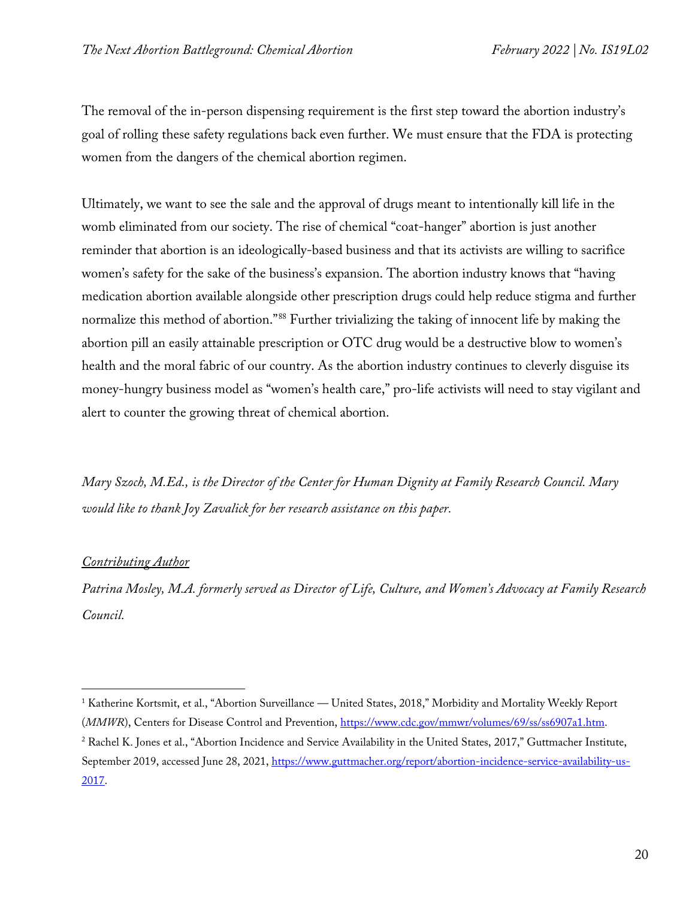The removal of the in-person dispensing requirement is the first step toward the abortion industry's goal of rolling these safety regulations back even further. We must ensure that the FDA is protecting women from the dangers of the chemical abortion regimen.

Ultimately, we want to see the sale and the approval of drugs meant to intentionally kill life in the womb eliminated from our society. The rise of chemical "coat-hanger" abortion is just another reminder that abortion is an ideologically-based business and that its activists are willing to sacrifice women's safety for the sake of the business's expansion. The abortion industry knows that "having medication abortion available alongside other prescription drugs could help reduce stigma and further normalize this method of abortion."[88] Further trivializing the taking of innocent life by making the abortion pill an easily attainable prescription or OTC drug would be a destructive blow to women's health and the moral fabric of our country. As the abortion industry continues to cleverly disguise its money-hungry business model as "women's health care," pro-life activists will need to stay vigilant and alert to counter the growing threat of chemical abortion.

*Mary Szoch, M.Ed., is the Director of the Center for Human Dignity at Family Research Council. Mary would like to thank Joy Zavalick for her research assistance on this paper.*

*<u>Contributing Author</u>*

*Patrina Mosley, M.A. formerly served as Director of Life, Culture, and Women's Advocacy at Family Research Council.*

---

[1] Katherine Kortsmit, et al., "Abortion Surveillance — United States, 2018," Morbidity and Mortality Weekly Report (*MMWR*), Centers for Disease Control and Prevention, https://www.cdc.gov/mmwr/volumes/69/ss/ss6907a1.htm.

[2] Rachel K. Jones et al., "Abortion Incidence and Service Availability in the United States, 2017," Guttmacher Institute, September 2019, accessed June 28, 2021, https://www.guttmacher.org/report/abortion-incidence-service-availability-us-2017.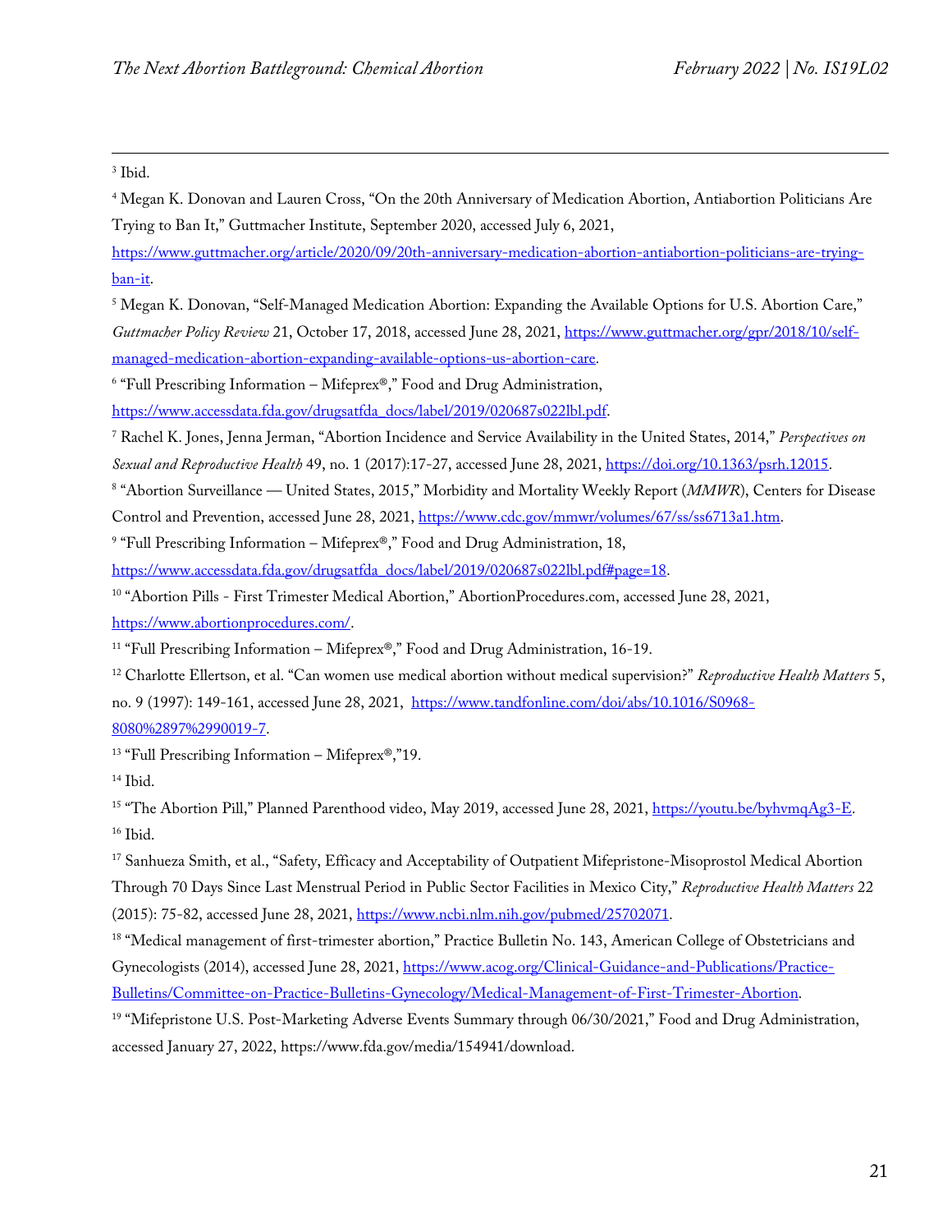[3] Ibid.

[4] Megan K. Donovan and Lauren Cross, "On the 20th Anniversary of Medication Abortion, Antiabortion Politicians Are Trying to Ban It," Guttmacher Institute, September 2020, accessed July 6, 2021, https://www.guttmacher.org/article/2020/09/20th-anniversary-medication-abortion-antiabortion-politicians-are-trying-ban-it.

[5] Megan K. Donovan, "Self-Managed Medication Abortion: Expanding the Available Options for U.S. Abortion Care," *Guttmacher Policy Review* 21, October 17, 2018, accessed June 28, 2021, https://www.guttmacher.org/gpr/2018/10/self-managed-medication-abortion-expanding-available-options-us-abortion-care.

[6] "Full Prescribing Information – Mifeprex®," Food and Drug Administration, https://www.accessdata.fda.gov/drugsatfda_docs/label/2019/020687s022lbl.pdf.

[7] Rachel K. Jones, Jenna Jerman, "Abortion Incidence and Service Availability in the United States, 2014," *Perspectives on Sexual and Reproductive Health* 49, no. 1 (2017):17-27, accessed June 28, 2021, https://doi.org/10.1363/psrh.12015.

[8] "Abortion Surveillance — United States, 2015," Morbidity and Mortality Weekly Report (*MMWR*), Centers for Disease Control and Prevention, accessed June 28, 2021, https://www.cdc.gov/mmwr/volumes/67/ss/ss6713a1.htm.

[9] "Full Prescribing Information – Mifeprex®," Food and Drug Administration, 18, https://www.accessdata.fda.gov/drugsatfda_docs/label/2019/020687s022lbl.pdf#page=18.

[10] "Abortion Pills - First Trimester Medical Abortion," AbortionProcedures.com, accessed June 28, 2021, https://www.abortionprocedures.com/.

[11] "Full Prescribing Information – Mifeprex®," Food and Drug Administration, 16-19.

[12] Charlotte Ellertson, et al. "Can women use medical abortion without medical supervision?" *Reproductive Health Matters* 5, no. 9 (1997): 149-161, accessed June 28, 2021, https://www.tandfonline.com/doi/abs/10.1016/S0968-8080%2897%2990019-7.

[13] "Full Prescribing Information – Mifeprex®,"19.

[14] Ibid.

[15] "The Abortion Pill," Planned Parenthood video, May 2019, accessed June 28, 2021, https://youtu.be/byhvmqAg3-E.

[16] Ibid.

[17] Sanhueza Smith, et al., "Safety, Efficacy and Acceptability of Outpatient Mifepristone-Misoprostol Medical Abortion Through 70 Days Since Last Menstrual Period in Public Sector Facilities in Mexico City," *Reproductive Health Matters* 22 (2015): 75-82, accessed June 28, 2021, https://www.ncbi.nlm.nih.gov/pubmed/25702071.

[18] "Medical management of first-trimester abortion," Practice Bulletin No. 143, American College of Obstetricians and Gynecologists (2014), accessed June 28, 2021, https://www.acog.org/Clinical-Guidance-and-Publications/Practice-Bulletins/Committee-on-Practice-Bulletins-Gynecology/Medical-Management-of-First-Trimester-Abortion.

[19] "Mifepristone U.S. Post-Marketing Adverse Events Summary through 06/30/2021," Food and Drug Administration, accessed January 27, 2022, https://www.fda.gov/media/154941/download.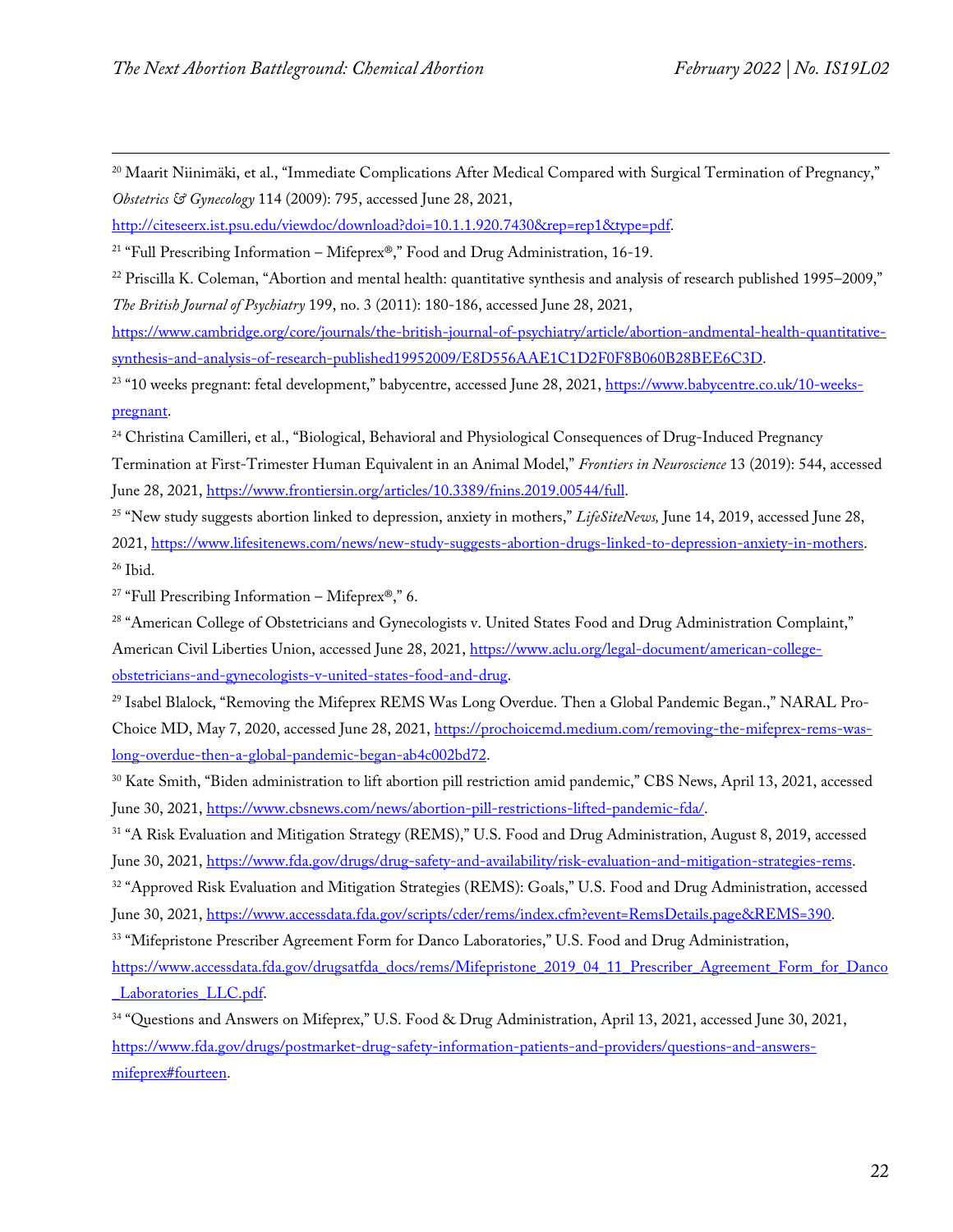[20] Maarit Niinimäki, et al., "Immediate Complications After Medical Compared with Surgical Termination of Pregnancy," *Obstetrics & Gynecology* 114 (2009): 795, accessed June 28, 2021, http://citeseerx.ist.psu.edu/viewdoc/download?doi=10.1.1.920.7430&rep=rep1&type=pdf.

[21] "Full Prescribing Information – Mifeprex®," Food and Drug Administration, 16-19.

[22] Priscilla K. Coleman, "Abortion and mental health: quantitative synthesis and analysis of research published 1995–2009," *The British Journal of Psychiatry* 199, no. 3 (2011): 180-186, accessed June 28, 2021, https://www.cambridge.org/core/journals/the-british-journal-of-psychiatry/article/abortion-andmental-health-quantitative-synthesis-and-analysis-of-research-published19952009/E8D556AAE1C1D2F0F8B060B28BEE6C3D.

[23] "10 weeks pregnant: fetal development," babycentre, accessed June 28, 2021, https://www.babycentre.co.uk/10-weeks-pregnant.

[24] Christina Camilleri, et al., "Biological, Behavioral and Physiological Consequences of Drug-Induced Pregnancy Termination at First-Trimester Human Equivalent in an Animal Model," *Frontiers in Neuroscience* 13 (2019): 544, accessed June 28, 2021, https://www.frontiersin.org/articles/10.3389/fnins.2019.00544/full.

[25] "New study suggests abortion linked to depression, anxiety in mothers," *LifeSiteNews,* June 14, 2019, accessed June 28, 2021, https://www.lifesitenews.com/news/new-study-suggests-abortion-drugs-linked-to-depression-anxiety-in-mothers.

[26] Ibid.

[27] "Full Prescribing Information – Mifeprex®," 6.

[28] "American College of Obstetricians and Gynecologists v. United States Food and Drug Administration Complaint," American Civil Liberties Union, accessed June 28, 2021, https://www.aclu.org/legal-document/american-college-obstetricians-and-gynecologists-v-united-states-food-and-drug.

[29] Isabel Blalock, "Removing the Mifeprex REMS Was Long Overdue. Then a Global Pandemic Began.," NARAL Pro-Choice MD, May 7, 2020, accessed June 28, 2021, https://prochoicemd.medium.com/removing-the-mifeprex-rems-was-long-overdue-then-a-global-pandemic-began-ab4c002bd72.

[30] Kate Smith, "Biden administration to lift abortion pill restriction amid pandemic," CBS News, April 13, 2021, accessed June 30, 2021, https://www.cbsnews.com/news/abortion-pill-restrictions-lifted-pandemic-fda/.

[31] "A Risk Evaluation and Mitigation Strategy (REMS)," U.S. Food and Drug Administration, August 8, 2019, accessed June 30, 2021, https://www.fda.gov/drugs/drug-safety-and-availability/risk-evaluation-and-mitigation-strategies-rems.

[32] "Approved Risk Evaluation and Mitigation Strategies (REMS): Goals," U.S. Food and Drug Administration, accessed June 30, 2021, https://www.accessdata.fda.gov/scripts/cder/rems/index.cfm?event=RemsDetails.page&REMS=390.

[33] "Mifepristone Prescriber Agreement Form for Danco Laboratories," U.S. Food and Drug Administration, https://www.accessdata.fda.gov/drugsatfda_docs/rems/Mifepristone_2019_04_11_Prescriber_Agreement_Form_for_Danco_Laboratories_LLC.pdf.

[34] "Questions and Answers on Mifeprex," U.S. Food & Drug Administration, April 13, 2021, accessed June 30, 2021, https://www.fda.gov/drugs/postmarket-drug-safety-information-patients-and-providers/questions-and-answers-mifeprex#fourteen.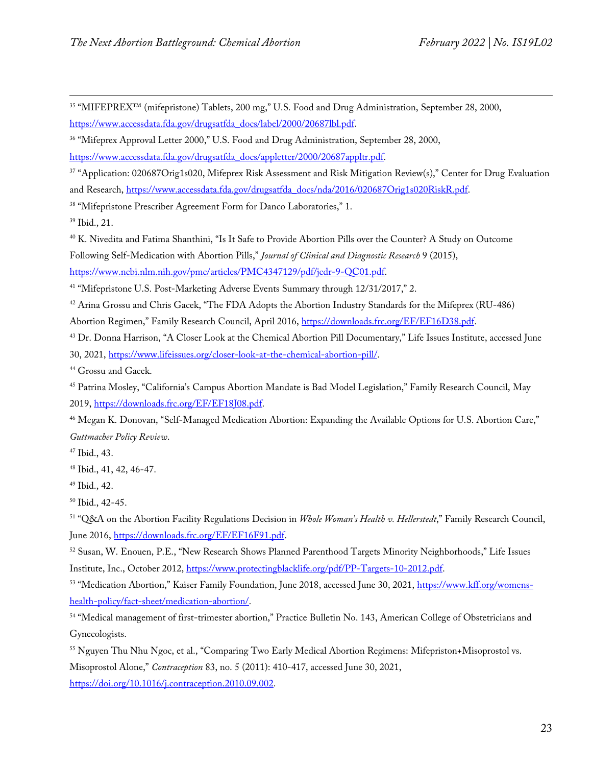[35] "MIFEPREX™ (mifepristone) Tablets, 200 mg," U.S. Food and Drug Administration, September 28, 2000, https://www.accessdata.fda.gov/drugsatfda_docs/label/2000/20687lbl.pdf.

[36] "Mifeprex Approval Letter 2000," U.S. Food and Drug Administration, September 28, 2000, https://www.accessdata.fda.gov/drugsatfda_docs/appletter/2000/20687appltr.pdf.

[37] "Application: 020687Orig1s020, Mifeprex Risk Assessment and Risk Mitigation Review(s)," Center for Drug Evaluation and Research, https://www.accessdata.fda.gov/drugsatfda_docs/nda/2016/020687Orig1s020RiskR.pdf.

[38] "Mifepristone Prescriber Agreement Form for Danco Laboratories," 1.

[39] Ibid., 21.

[40] K. Nivedita and Fatima Shanthini, "Is It Safe to Provide Abortion Pills over the Counter? A Study on Outcome Following Self-Medication with Abortion Pills," *Journal of Clinical and Diagnostic Research* 9 (2015), https://www.ncbi.nlm.nih.gov/pmc/articles/PMC4347129/pdf/jcdr-9-QC01.pdf.

[41] "Mifepristone U.S. Post-Marketing Adverse Events Summary through 12/31/2017," 2.

[42] Arina Grossu and Chris Gacek, "The FDA Adopts the Abortion Industry Standards for the Mifeprex (RU-486) Abortion Regimen," Family Research Council, April 2016, https://downloads.frc.org/EF/EF16D38.pdf.

[43] Dr. Donna Harrison, "A Closer Look at the Chemical Abortion Pill Documentary," Life Issues Institute, accessed June 30, 2021, https://www.lifeissues.org/closer-look-at-the-chemical-abortion-pill/.

[44] Grossu and Gacek.

[45] Patrina Mosley, "California's Campus Abortion Mandate is Bad Model Legislation," Family Research Council, May 2019, https://downloads.frc.org/EF/EF18J08.pdf.

[46] Megan K. Donovan, "Self-Managed Medication Abortion: Expanding the Available Options for U.S. Abortion Care," *Guttmacher Policy Review*.

[47] Ibid., 43.

[48] Ibid., 41, 42, 46-47.

[49] Ibid., 42.

[50] Ibid., 42-45.

[51] "Q&A on the Abortion Facility Regulations Decision in *Whole Woman's Health v. Hellerstedt*," Family Research Council, June 2016, https://downloads.frc.org/EF/EF16F91.pdf.

[52] Susan, W. Enouen, P.E., "New Research Shows Planned Parenthood Targets Minority Neighborhoods," Life Issues Institute, Inc., October 2012, https://www.protectingblacklife.org/pdf/PP-Targets-10-2012.pdf.

[53] "Medication Abortion," Kaiser Family Foundation, June 2018, accessed June 30, 2021, https://www.kff.org/womens-health-policy/fact-sheet/medication-abortion/.

[54] "Medical management of first-trimester abortion," Practice Bulletin No. 143, American College of Obstetricians and Gynecologists.

[55] Nguyen Thu Nhu Ngoc, et al., "Comparing Two Early Medical Abortion Regimens: Mifepriston+Misoprostol vs. Misoprostol Alone," *Contraception* 83, no. 5 (2011): 410-417, accessed June 30, 2021, https://doi.org/10.1016/j.contraception.2010.09.002.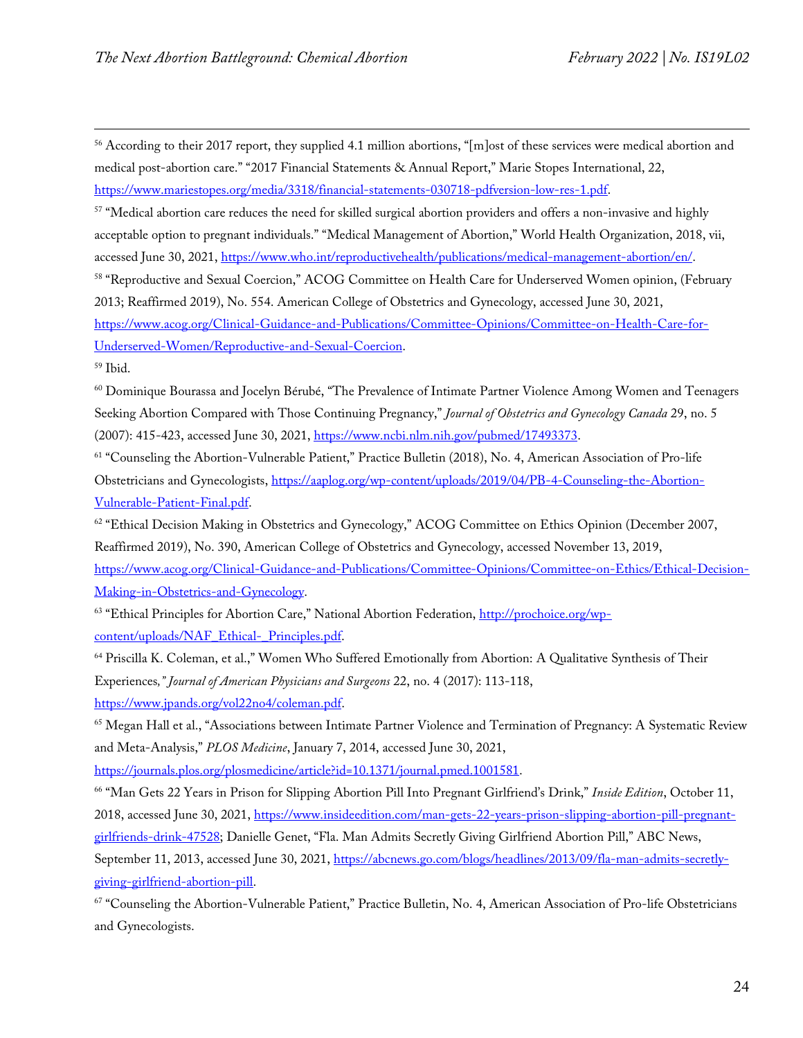[56] According to their 2017 report, they supplied 4.1 million abortions, "[m]ost of these services were medical abortion and medical post-abortion care." "2017 Financial Statements & Annual Report," Marie Stopes International, 22, https://www.mariestopes.org/media/3318/financial-statements-030718-pdfversion-low-res-1.pdf.

[57] "Medical abortion care reduces the need for skilled surgical abortion providers and offers a non-invasive and highly acceptable option to pregnant individuals." "Medical Management of Abortion," World Health Organization, 2018, vii, accessed June 30, 2021, https://www.who.int/reproductivehealth/publications/medical-management-abortion/en/.

[58] "Reproductive and Sexual Coercion," ACOG Committee on Health Care for Underserved Women opinion, (February 2013; Reaffirmed 2019), No. 554. American College of Obstetrics and Gynecology, accessed June 30, 2021, https://www.acog.org/Clinical-Guidance-and-Publications/Committee-Opinions/Committee-on-Health-Care-for-Underserved-Women/Reproductive-and-Sexual-Coercion.

[59] Ibid.

[60] Dominique Bourassa and Jocelyn Bérubé, "The Prevalence of Intimate Partner Violence Among Women and Teenagers Seeking Abortion Compared with Those Continuing Pregnancy," *Journal of Obstetrics and Gynecology Canada* 29, no. 5 (2007): 415-423, accessed June 30, 2021, https://www.ncbi.nlm.nih.gov/pubmed/17493373.

[61] "Counseling the Abortion-Vulnerable Patient," Practice Bulletin (2018), No. 4, American Association of Pro-life Obstetricians and Gynecologists, https://aaplog.org/wp-content/uploads/2019/04/PB-4-Counseling-the-Abortion-Vulnerable-Patient-Final.pdf.

[62] "Ethical Decision Making in Obstetrics and Gynecology," ACOG Committee on Ethics Opinion (December 2007, Reaffirmed 2019), No. 390, American College of Obstetrics and Gynecology, accessed November 13, 2019, https://www.acog.org/Clinical-Guidance-and-Publications/Committee-Opinions/Committee-on-Ethics/Ethical-Decision-Making-in-Obstetrics-and-Gynecology.

[63] "Ethical Principles for Abortion Care," National Abortion Federation, http://prochoice.org/wp-content/uploads/NAF_Ethical-_Principles.pdf.

[64] Priscilla K. Coleman, et al.," Women Who Suffered Emotionally from Abortion: A Qualitative Synthesis of Their Experiences*," Journal of American Physicians and Surgeons* 22, no. 4 (2017): 113-118, https://www.jpands.org/vol22no4/coleman.pdf.

[65] Megan Hall et al., "Associations between Intimate Partner Violence and Termination of Pregnancy: A Systematic Review and Meta-Analysis," *PLOS Medicine*, January 7, 2014, accessed June 30, 2021, https://journals.plos.org/plosmedicine/article?id=10.1371/journal.pmed.1001581.

[66] "Man Gets 22 Years in Prison for Slipping Abortion Pill Into Pregnant Girlfriend's Drink," *Inside Edition*, October 11, 2018, accessed June 30, 2021, https://www.insideedition.com/man-gets-22-years-prison-slipping-abortion-pill-pregnant-girlfriends-drink-47528; Danielle Genet, "Fla. Man Admits Secretly Giving Girlfriend Abortion Pill," ABC News, September 11, 2013, accessed June 30, 2021, https://abcnews.go.com/blogs/headlines/2013/09/fla-man-admits-secretly-giving-girlfriend-abortion-pill.

[67] "Counseling the Abortion-Vulnerable Patient," Practice Bulletin, No. 4, American Association of Pro-life Obstetricians and Gynecologists.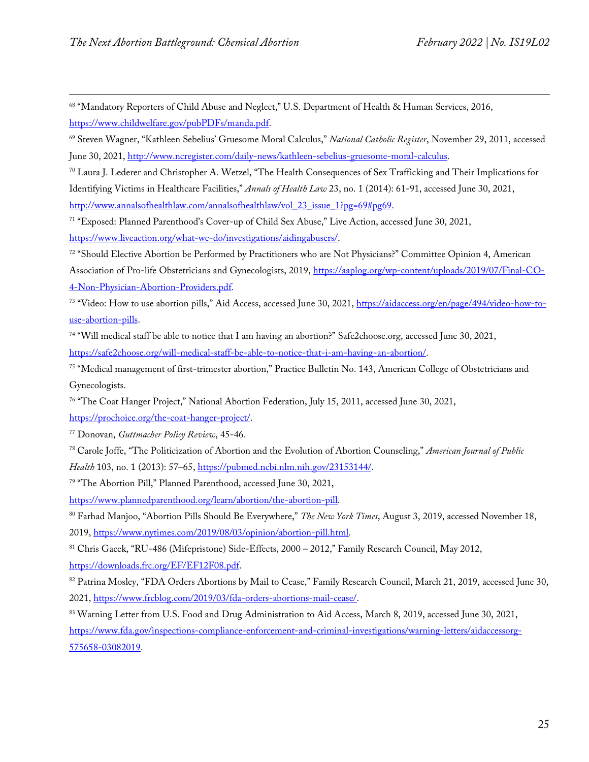[68] "Mandatory Reporters of Child Abuse and Neglect," U.S. Department of Health & Human Services, 2016, https://www.childwelfare.gov/pubPDFs/manda.pdf.

[69] Steven Wagner, "Kathleen Sebelius' Gruesome Moral Calculus," *National Catholic Register*, November 29, 2011, accessed June 30, 2021, http://www.ncregister.com/daily-news/kathleen-sebelius-gruesome-moral-calculus.

[70] Laura J. Lederer and Christopher A. Wetzel, "The Health Consequences of Sex Trafficking and Their Implications for Identifying Victims in Healthcare Facilities," *Annals of Health Law* 23, no. 1 (2014): 61-91, accessed June 30, 2021, http://www.annalsofhealthlaw.com/annalsofhealthlaw/vol_23_issue_1?pg=69#pg69.

[71] "Exposed: Planned Parenthood's Cover-up of Child Sex Abuse," Live Action, accessed June 30, 2021, https://www.liveaction.org/what-we-do/investigations/aidingabusers/.

[72] "Should Elective Abortion be Performed by Practitioners who are Not Physicians?" Committee Opinion 4, American Association of Pro-life Obstetricians and Gynecologists, 2019, https://aaplog.org/wp-content/uploads/2019/07/Final-CO-4-Non-Physician-Abortion-Providers.pdf.

[73] "Video: How to use abortion pills," Aid Access, accessed June 30, 2021, https://aidaccess.org/en/page/494/video-how-to-use-abortion-pills.

[74] "Will medical staff be able to notice that I am having an abortion?" Safe2choose.org, accessed June 30, 2021, https://safe2choose.org/will-medical-staff-be-able-to-notice-that-i-am-having-an-abortion/.

[75] "Medical management of first-trimester abortion," Practice Bulletin No. 143, American College of Obstetricians and Gynecologists.

[76] "The Coat Hanger Project," National Abortion Federation, July 15, 2011, accessed June 30, 2021, https://prochoice.org/the-coat-hanger-project/.

[77] Donovan, *Guttmacher Policy Review*, 45-46.

[78] Carole Joffe, "The Politicization of Abortion and the Evolution of Abortion Counseling," *American Journal of Public Health* 103, no. 1 (2013): 57–65, https://pubmed.ncbi.nlm.nih.gov/23153144/.

[79] "The Abortion Pill," Planned Parenthood, accessed June 30, 2021, https://www.plannedparenthood.org/learn/abortion/the-abortion-pill.

[80] Farhad Manjoo, "Abortion Pills Should Be Everywhere," *The New York Times*, August 3, 2019, accessed November 18, 2019, https://www.nytimes.com/2019/08/03/opinion/abortion-pill.html.

[81] Chris Gacek, "RU-486 (Mifepristone) Side-Effects, 2000 – 2012," Family Research Council, May 2012, https://downloads.frc.org/EF/EF12F08.pdf.

[82] Patrina Mosley, "FDA Orders Abortions by Mail to Cease," Family Research Council, March 21, 2019, accessed June 30, 2021, https://www.frcblog.com/2019/03/fda-orders-abortions-mail-cease/.

[83] Warning Letter from U.S. Food and Drug Administration to Aid Access, March 8, 2019, accessed June 30, 2021, https://www.fda.gov/inspections-compliance-enforcement-and-criminal-investigations/warning-letters/aidaccessorg-575658-03082019.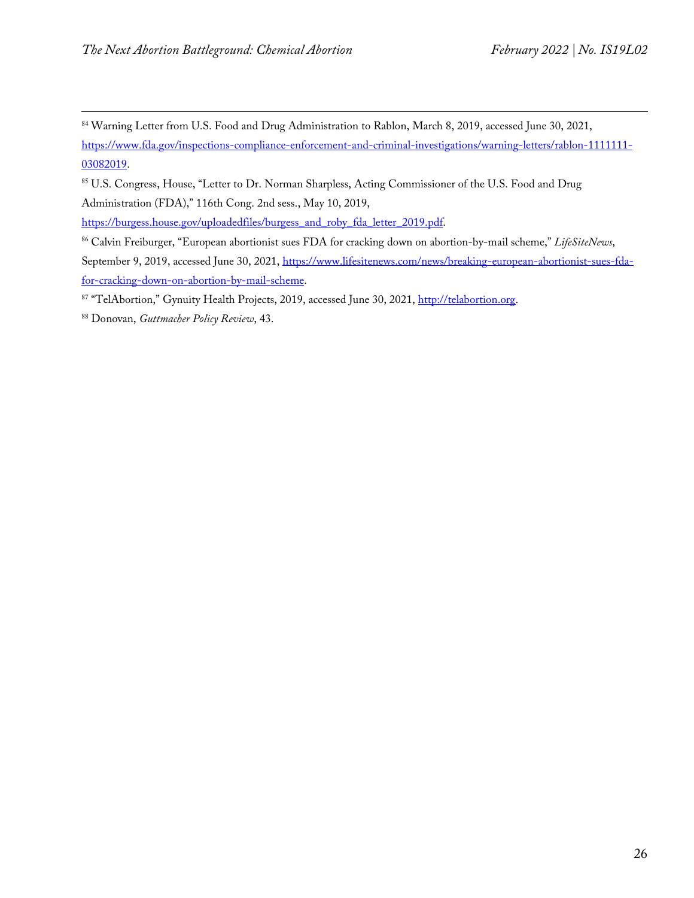[84] Warning Letter from U.S. Food and Drug Administration to Rablon, March 8, 2019, accessed June 30, 2021, https://www.fda.gov/inspections-compliance-enforcement-and-criminal-investigations/warning-letters/rablon-1111111-03082019.

[85] U.S. Congress, House, "Letter to Dr. Norman Sharpless, Acting Commissioner of the U.S. Food and Drug Administration (FDA)," 116th Cong. 2nd sess., May 10, 2019, https://burgess.house.gov/uploadedfiles/burgess_and_roby_fda_letter_2019.pdf.

[86] Calvin Freiburger, "European abortionist sues FDA for cracking down on abortion-by-mail scheme," *LifeSiteNews*, September 9, 2019, accessed June 30, 2021, https://www.lifesitenews.com/news/breaking-european-abortionist-sues-fda-for-cracking-down-on-abortion-by-mail-scheme.

[87] "TelAbortion," Gynuity Health Projects, 2019, accessed June 30, 2021, http://telabortion.org.

[88] Donovan, *Guttmacher Policy Review*, 43.